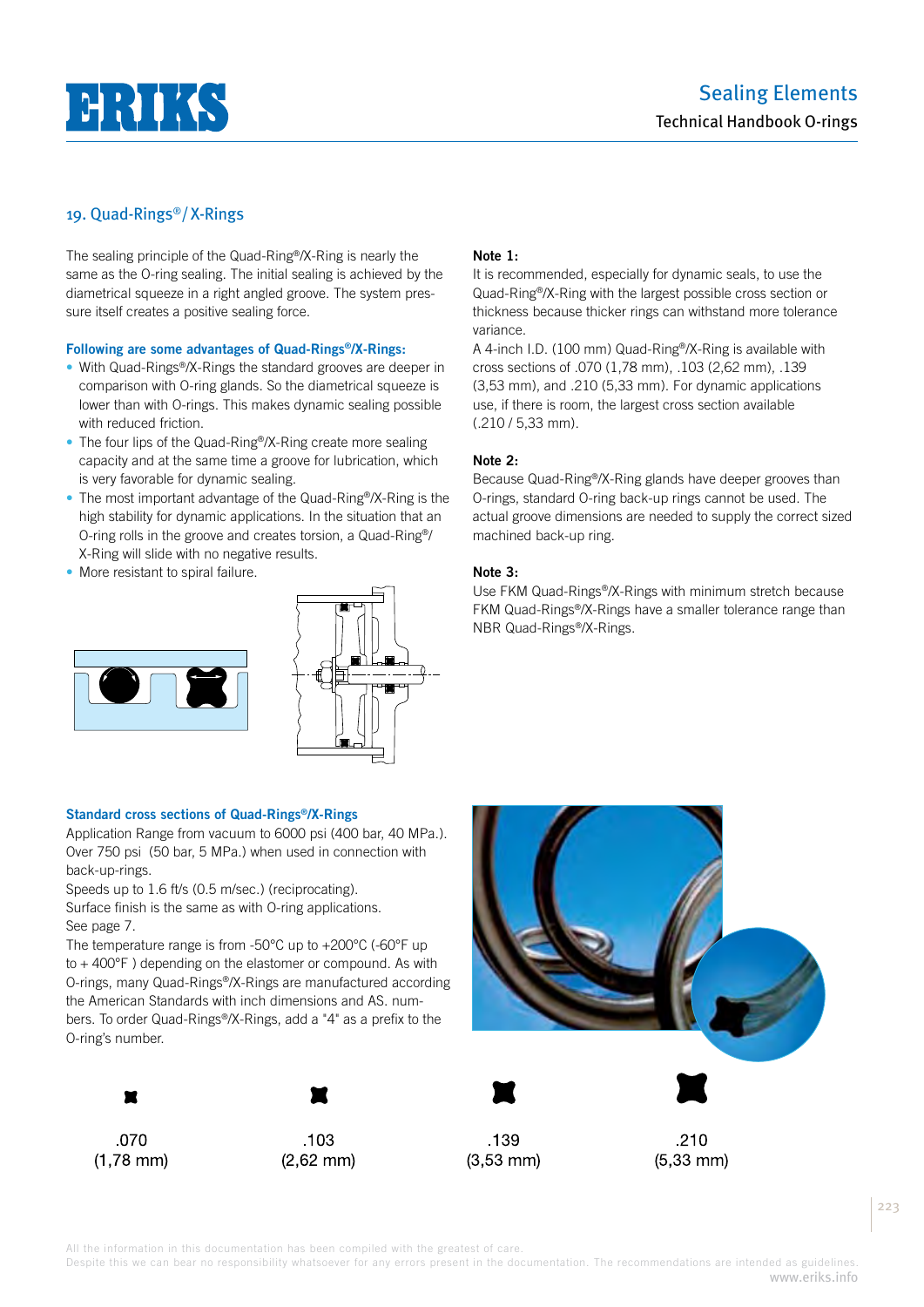## 19. Quad-Rings®/ X-Rings

The sealing principle of the Quad-Ring®/X-Ring is nearly the same as the O-ring sealing. The initial sealing is achieved by the diametrical squeeze in a right angled groove. The system pressure itself creates a positive sealing force.

**Following are some advantages of Quad-Rings®/X-Rings:**

- With Quad-Rings®/X-Rings the standard grooves are deeper in comparison with O-ring glands. So the diametrical squeeze is lower than with O-rings. This makes dynamic sealing possible with reduced friction.
- The four lips of the Quad-Ring®/X-Ring create more sealing capacity and at the same time a groove for lubrication, which is very favorable for dynamic sealing.
- The most important advantage of the Quad-Ring®/X-Ring is the high stability for dynamic applications. In the situation that an O-ring rolls in the groove and creates torsion, a Quad-Ring®/ X-Ring will slide with no negative results.
- More resistant to spiral failure.

**Note 1:**

It is recommended, especially for dynamic seals, to use the Quad-Ring®/X-Ring with the largest possible cross section or thickness because thicker rings can withstand more tolerance variance.

A 4-inch I.D. (100 mm) Quad-Ring®/X-Ring is available with cross sections of .070 (1,78 mm), .103 (2,62 mm), .139 (3,53 mm), and .210 (5,33 mm). For dynamic applications use, if there is room, the largest cross section available (.210 / 5,33 mm).

**Note 2:**

Because Quad-Ring®/X-Ring glands have deeper grooves than O-rings, standard O-ring back-up rings cannot be used. The actual groove dimensions are needed to supply the correct sized machined back-up ring.

**Note 3:**

Use FKM Quad-Rings®/X-Rings with minimum stretch because FKM Quad-Rings®/X-Rings have a smaller tolerance range than NBR Quad-Rings®/X-Rings.

**Standard cross sections of Quad-Rings®/X-Rings**

Application Range from vacuum to 6000 psi (400 bar, 40 MPa.). Over 750 psi (50 bar, 5 MPa.) when used in connection with back-up-rings.

Speeds up to 1.6 ft/s (0.5 m/sec.) (reciprocating).

Surface finish is the same as with O-ring applications. See page 7.

The temperature range is from -50°C up to +200°C (-60°F up to + 400°F ) depending on the elastomer or compound. As with O-rings, many Quad-Rings®/X-Rings are manufactured according the American Standards with inch dimensions and AS. numbers. To order Quad-Rings®/X-Rings, add a "4" as a prefix to the O-ring's number.

.070
(1,78 mm)

.103
(2,62 mm)

.139
(3,53 mm)

.210
(5,33 mm)

All the information in this documentation has been compiled with the greatest of care.
Despite this we can bear no responsibility whatsoever for any errors present in the documentation. The recommendations are intended as guidelines.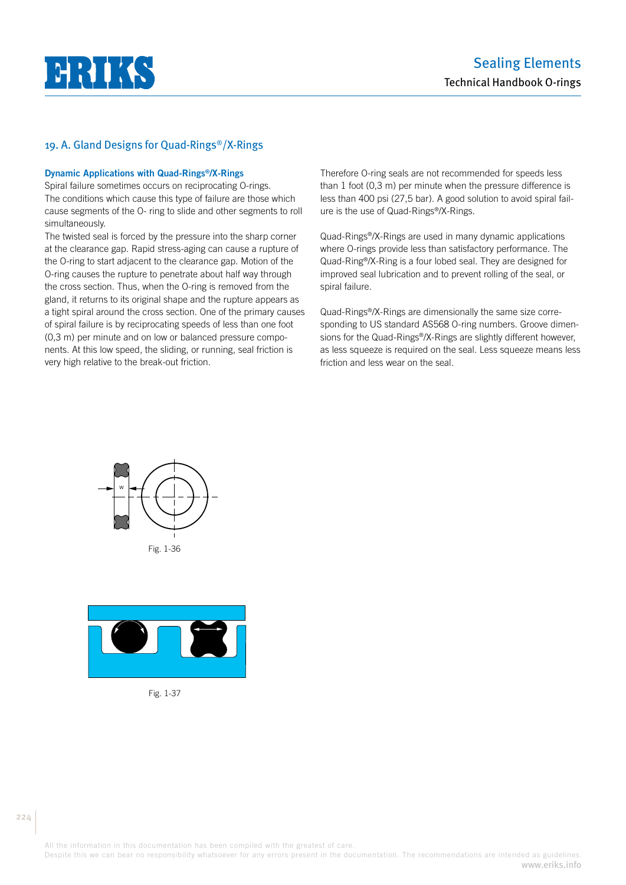## 19. A. Gland Designs for Quad-Rings®/X-Rings

### Dynamic Applications with Quad-Rings®/X-Rings

Spiral failure sometimes occurs on reciprocating O-rings. The conditions which cause this type of failure are those which cause segments of the O- ring to slide and other segments to roll simultaneously.

The twisted seal is forced by the pressure into the sharp corner at the clearance gap. Rapid stress-aging can cause a rupture of the O-ring to start adjacent to the clearance gap. Motion of the O-ring causes the rupture to penetrate about half way through the cross section. Thus, when the O-ring is removed from the gland, it returns to its original shape and the rupture appears as a tight spiral around the cross section. One of the primary causes of spiral failure is by reciprocating speeds of less than one foot (0,3 m) per minute and on low or balanced pressure components. At this low speed, the sliding, or running, seal friction is very high relative to the break-out friction.

Therefore O-ring seals are not recommended for speeds less than 1 foot (0,3 m) per minute when the pressure difference is less than 400 psi (27,5 bar). A good solution to avoid spiral failure is the use of Quad-Rings®/X-Rings.

Quad-Rings®/X-Rings are used in many dynamic applications where O-rings provide less than satisfactory performance. The Quad-Ring®/X-Ring is a four lobed seal. They are designed for improved seal lubrication and to prevent rolling of the seal, or spiral failure.

Quad-Rings®/X-Rings are dimensionally the same size corresponding to US standard AS568 O-ring numbers. Groove dimensions for the Quad-Rings®/X-Rings are slightly different however, as less squeeze is required on the seal. Less squeeze means less friction and less wear on the seal.

W

Fig. 1-36

Fig. 1-37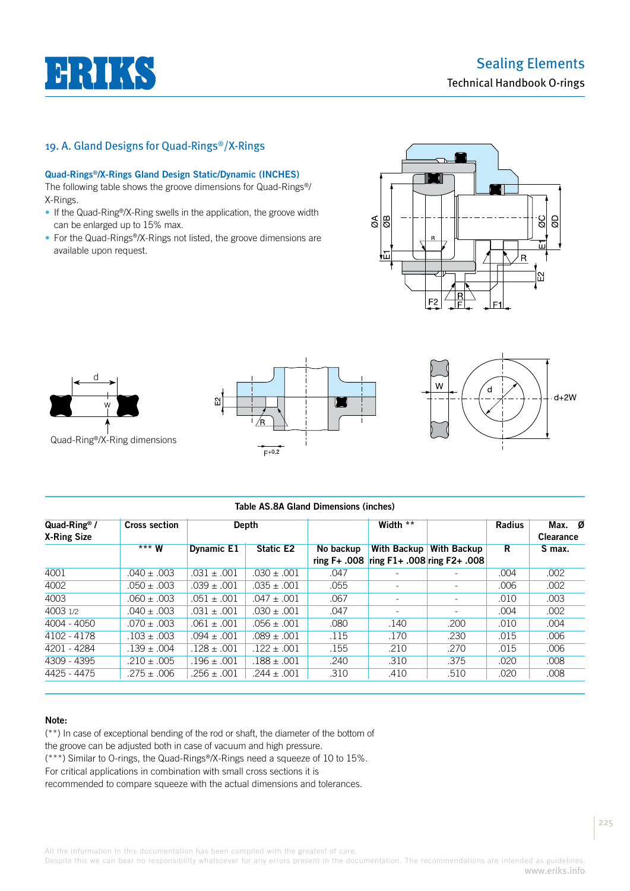## 19. A. Gland Designs for Quad-Rings®/X-Rings

### Quad-Rings®/X-Rings Gland Design Static/Dynamic (INCHES)

The following table shows the groove dimensions for Quad-Rings®/X-Rings.

- If the Quad-Ring®/X-Ring swells in the application, the groove width can be enlarged up to 15% max.
- For the Quad-Rings®/X-Rings not listed, the groove dimensions are available upon request.

Quad-Ring®/X-Ring dimensions

**Table AS.8A Gland Dimensions (inches)**

| Quad-Ring® / X-Ring Size | Cross section *** W | Depth Dynamic E1 | Depth Static E2 | Width ** No backup ring F+ .008 | Width ** With Backup ring F1+ .008 | Width ** With Backup ring F2+ .008 | Radius R | Max. Ø Clearance S max. |
|---|---|---|---|---|---|---|---|---|
| 4001 | .040 ± .003 | .031 ± .001 | .030 ± .001 | .047 | - | - | .004 | .002 |
| 4002 | .050 ± .003 | .039 ± .001 | .035 ± .001 | .055 | - | - | .006 | .002 |
| 4003 | .060 ± .003 | .051 ± .001 | .047 ± .001 | .067 | - | - | .010 | .003 |
| 4003 1/2 | .040 ± .003 | .031 ± .001 | .030 ± .001 | .047 | - | - | .004 | .002 |
| 4004 - 4050 | .070 ± .003 | .061 ± .001 | .056 ± .001 | .080 | .140 | .200 | .010 | .004 |
| 4102 - 4178 | .103 ± .003 | .094 ± .001 | .089 ± .001 | .115 | .170 | .230 | .015 | .006 |
| 4201 - 4284 | .139 ± .004 | .128 ± .001 | .122 ± .001 | .155 | .210 | .270 | .015 | .006 |
| 4309 - 4395 | .210 ± .005 | .196 ± .001 | .188 ± .001 | .240 | .310 | .375 | .020 | .008 |
| 4425 - 4475 | .275 ± .006 | .256 ± .001 | .244 ± .001 | .310 | .410 | .510 | .020 | .008 |

**Note:**
(**) In case of exceptional bending of the rod or shaft, the diameter of the bottom of the groove can be adjusted both in case of vacuum and high pressure.
(***) Similar to O-rings, the Quad-Rings®/X-Rings need a squeeze of 10 to 15%. For critical applications in combination with small cross sections it is recommended to compare squeeze with the actual dimensions and tolerances.

All the information in this documentation has been compiled with the greatest of care.
Despite this we can bear no responsibility whatsoever for any errors present in the documentation. The recommendations are intended as guidelines.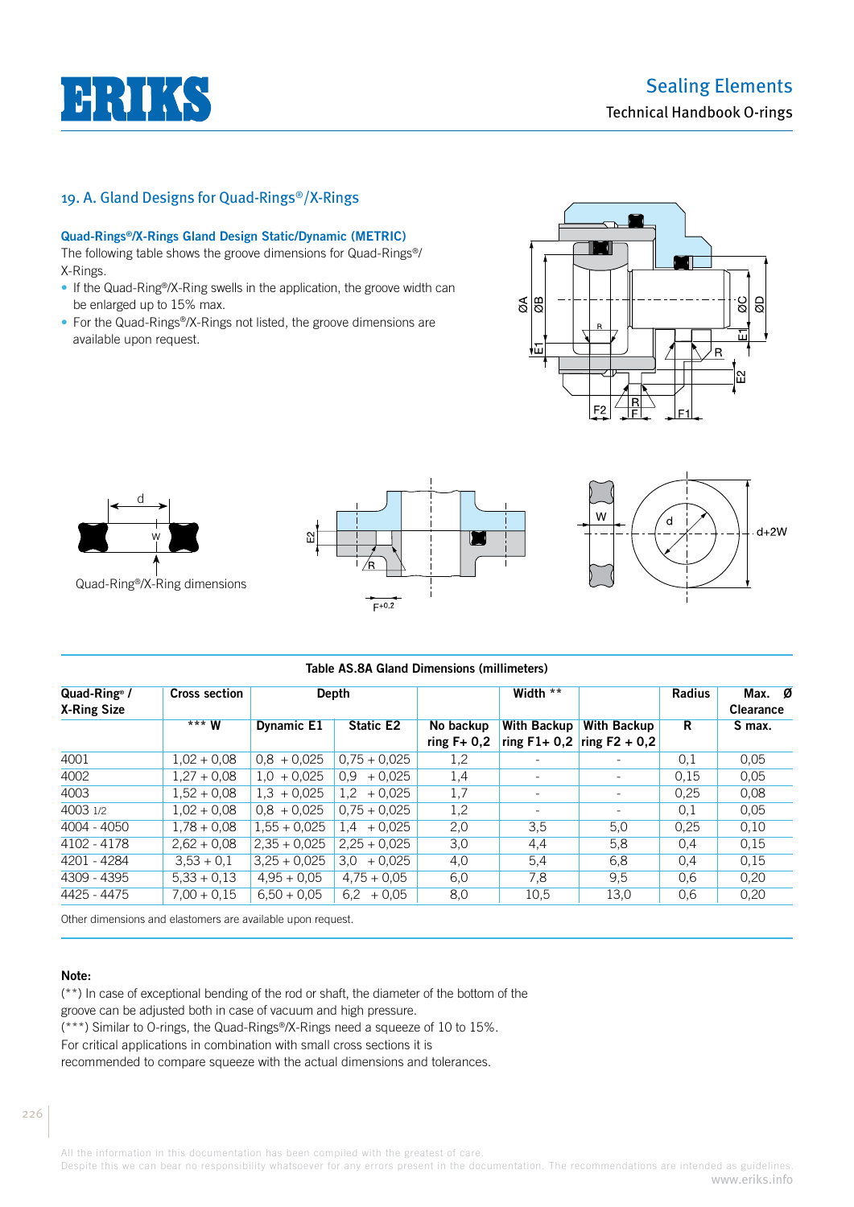## 19. A. Gland Designs for Quad-Rings®/X-Rings

### Quad-Rings®/X-Rings Gland Design Static/Dynamic (METRIC)

The following table shows the groove dimensions for Quad-Rings®/X-Rings.

- If the Quad-Ring®/X-Ring swells in the application, the groove width can be enlarged up to 15% max.
- For the Quad-Rings®/X-Rings not listed, the groove dimensions are available upon request.

Quad-Ring®/X-Ring dimensions

**Table AS.8A Gland Dimensions (millimeters)**

| Quad-Ring® / X-Ring Size | Cross section | Depth | | Width ** | | | Radius | Max. Ø Clearance |
|---|---|---|---|---|---|---|---|---|
| | *** W | Dynamic E1 | Static E2 | No backup ring F+ 0,2 | With Backup ring F1+ 0,2 | With Backup ring F2 + 0,2 | R | S max. |
| 4001 | 1,02 + 0,08 | 0,8 + 0,025 | 0,75 + 0,025 | 1,2 | - | - | 0,1 | 0,05 |
| 4002 | 1,27 + 0,08 | 1,0 + 0,025 | 0,9 + 0,025 | 1,4 | - | - | 0,15 | 0,05 |
| 4003 | 1,52 + 0,08 | 1,3 + 0,025 | 1,2 + 0,025 | 1,7 | - | - | 0,25 | 0,08 |
| 4003 1/2 | 1,02 + 0,08 | 0,8 + 0,025 | 0,75 + 0,025 | 1,2 | - | - | 0,1 | 0,05 |
| 4004 - 4050 | 1,78 + 0,08 | 1,55 + 0,025 | 1,4 + 0,025 | 2,0 | 3,5 | 5,0 | 0,25 | 0,10 |
| 4102 - 4178 | 2,62 + 0,08 | 2,35 + 0,025 | 2,25 + 0,025 | 3,0 | 4,4 | 5,8 | 0,4 | 0,15 |
| 4201 - 4284 | 3,53 + 0,1 | 3,25 + 0,025 | 3,0 + 0,025 | 4,0 | 5,4 | 6,8 | 0,4 | 0,15 |
| 4309 - 4395 | 5,33 + 0,13 | 4,95 + 0,05 | 4,75 + 0,05 | 6,0 | 7,8 | 9,5 | 0,6 | 0,20 |
| 4425 - 4475 | 7,00 + 0,15 | 6,50 + 0,05 | 6,2 + 0,05 | 8,0 | 10,5 | 13,0 | 0,6 | 0,20 |

Other dimensions and elastomers are available upon request.

**Note:**

(**) In case of exceptional bending of the rod or shaft, the diameter of the bottom of the groove can be adjusted both in case of vacuum and high pressure.

(***) Similar to O-rings, the Quad-Rings®/X-Rings need a squeeze of 10 to 15%.

For critical applications in combination with small cross sections it is recommended to compare squeeze with the actual dimensions and tolerances.

All the information in this documentation has been compiled with the greatest of care.
Despite this we can bear no responsibility whatsoever for any errors present in the documentation. The recommendations are intended as guidelines.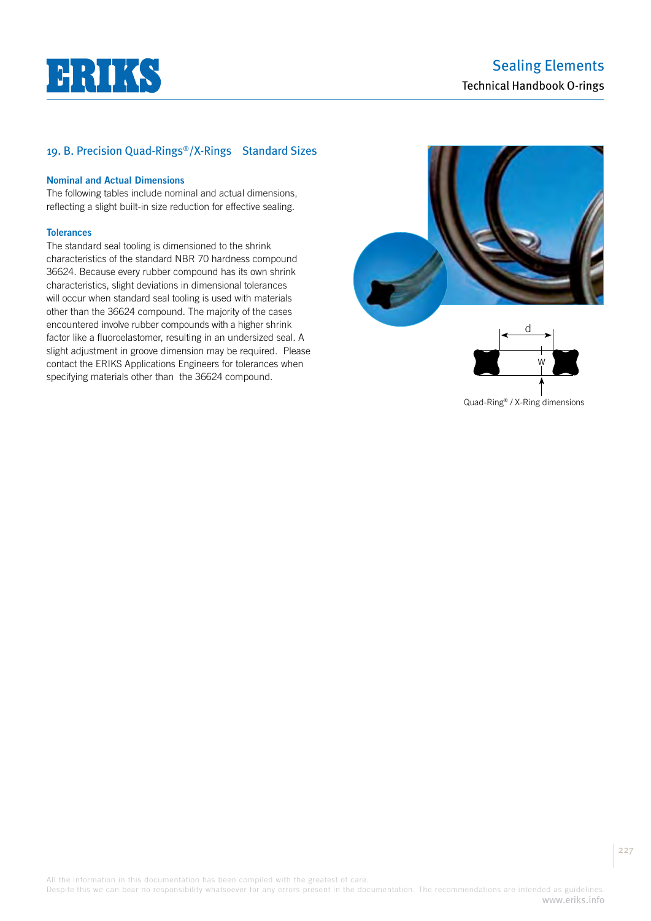## 19. B. Precision Quad-Rings®/X-Rings Standard Sizes

### Nominal and Actual Dimensions

The following tables include nominal and actual dimensions, reflecting a slight built-in size reduction for effective sealing.

### Tolerances

The standard seal tooling is dimensioned to the shrink characteristics of the standard NBR 70 hardness compound 36624. Because every rubber compound has its own shrink characteristics, slight deviations in dimensional tolerances will occur when standard seal tooling is used with materials other than the 36624 compound. The majority of the cases encountered involve rubber compounds with a higher shrink factor like a fluoroelastomer, resulting in an undersized seal. A slight adjustment in groove dimension may be required. Please contact the ERIKS Applications Engineers for tolerances when specifying materials other than the 36624 compound.

d

w

Quad-Ring® / X-Ring dimensions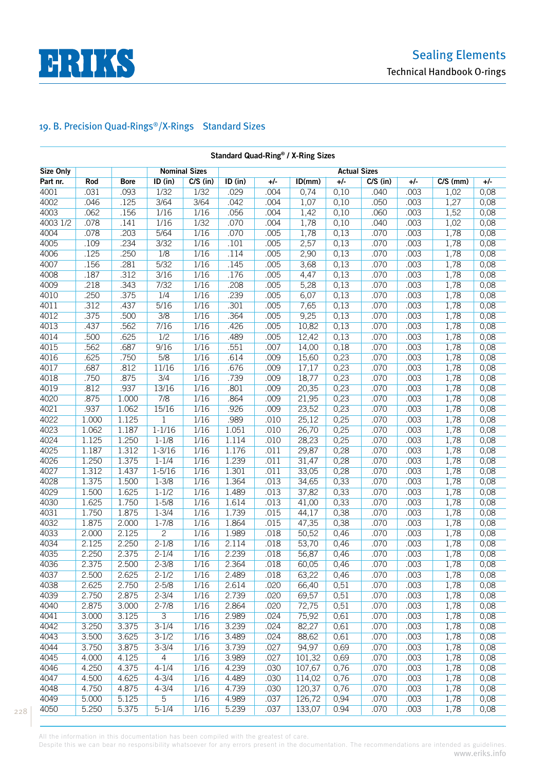## 19. B. Precision Quad-Rings®/X-Rings Standard Sizes

**Standard Quad-Ring® / X-Ring Sizes**

| Size Only | | | Nominal Sizes | | Actual Sizes | | | | | | | |
|---|---|---|---|---|---|---|---|---|---|---|---|---|
| Part nr. | Rod | Bore | ID (in) | C/S (in) | ID (in) | +/- | ID(mm) | +/- | C/S (in) | +/- | C/S (mm) | +/- |
| 4001 | .031 | .093 | 1/32 | 1/32 | .029 | .004 | 0,74 | 0,10 | .040 | .003 | 1,02 | 0,08 |
| 4002 | .046 | .125 | 3/64 | 3/64 | .042 | .004 | 1,07 | 0,10 | .050 | .003 | 1,27 | 0,08 |
| 4003 | .062 | .156 | 1/16 | 1/16 | .056 | .004 | 1,42 | 0,10 | .060 | .003 | 1,52 | 0,08 |
| 4003 1/2 | .078 | .141 | 1/16 | 1/32 | .070 | .004 | 1,78 | 0,10 | .040 | .003 | 1,02 | 0,08 |
| 4004 | .078 | .203 | 5/64 | 1/16 | .070 | .005 | 1,78 | 0,13 | .070 | .003 | 1,78 | 0,08 |
| 4005 | .109 | .234 | 3/32 | 1/16 | .101 | .005 | 2,57 | 0,13 | .070 | .003 | 1,78 | 0,08 |
| 4006 | .125 | .250 | 1/8 | 1/16 | .114 | .005 | 2,90 | 0,13 | .070 | .003 | 1,78 | 0,08 |
| 4007 | .156 | .281 | 5/32 | 1/16 | .145 | .005 | 3,68 | 0,13 | .070 | .003 | 1,78 | 0,08 |
| 4008 | .187 | .312 | 3/16 | 1/16 | .176 | .005 | 4,47 | 0,13 | .070 | .003 | 1,78 | 0,08 |
| 4009 | .218 | .343 | 7/32 | 1/16 | .208 | .005 | 5,28 | 0,13 | .070 | .003 | 1,78 | 0,08 |
| 4010 | .250 | .375 | 1/4 | 1/16 | .239 | .005 | 6,07 | 0,13 | .070 | .003 | 1,78 | 0,08 |
| 4011 | .312 | .437 | 5/16 | 1/16 | .301 | .005 | 7,65 | 0,13 | .070 | .003 | 1,78 | 0,08 |
| 4012 | .375 | .500 | 3/8 | 1/16 | .364 | .005 | 9,25 | 0,13 | .070 | .003 | 1,78 | 0,08 |
| 4013 | .437 | .562 | 7/16 | 1/16 | .426 | .005 | 10,82 | 0,13 | .070 | .003 | 1,78 | 0,08 |
| 4014 | .500 | .625 | 1/2 | 1/16 | .489 | .005 | 12,42 | 0,13 | .070 | .003 | 1,78 | 0,08 |
| 4015 | .562 | .687 | 9/16 | 1/16 | .551 | .007 | 14,00 | 0,18 | .070 | .003 | 1,78 | 0,08 |
| 4016 | .625 | .750 | 5/8 | 1/16 | .614 | .009 | 15,60 | 0,23 | .070 | .003 | 1,78 | 0,08 |
| 4017 | .687 | .812 | 11/16 | 1/16 | .676 | .009 | 17,17 | 0,23 | .070 | .003 | 1,78 | 0,08 |
| 4018 | .750 | .875 | 3/4 | 1/16 | .739 | .009 | 18,77 | 0,23 | .070 | .003 | 1,78 | 0,08 |
| 4019 | .812 | .937 | 13/16 | 1/16 | .801 | .009 | 20,35 | 0,23 | .070 | .003 | 1,78 | 0,08 |
| 4020 | .875 | 1.000 | 7/8 | 1/16 | .864 | .009 | 21,95 | 0,23 | .070 | .003 | 1,78 | 0,08 |
| 4021 | .937 | 1.062 | 15/16 | 1/16 | .926 | .009 | 23,52 | 0,23 | .070 | .003 | 1,78 | 0,08 |
| 4022 | 1.000 | 1.125 | 1 | 1/16 | .989 | .010 | 25,12 | 0,25 | .070 | .003 | 1,78 | 0,08 |
| 4023 | 1.062 | 1.187 | 1-1/16 | 1/16 | 1.051 | .010 | 26,70 | 0,25 | .070 | .003 | 1,78 | 0,08 |
| 4024 | 1.125 | 1.250 | 1-1/8 | 1/16 | 1.114 | .010 | 28,23 | 0,25 | .070 | .003 | 1,78 | 0,08 |
| 4025 | 1.187 | 1.312 | 1-3/16 | 1/16 | 1.176 | .011 | 29,87 | 0,28 | .070 | .003 | 1,78 | 0,08 |
| 4026 | 1.250 | 1.375 | 1-1/4 | 1/16 | 1.239 | .011 | 31,47 | 0,28 | .070 | .003 | 1,78 | 0,08 |
| 4027 | 1.312 | 1.437 | 1-5/16 | 1/16 | 1.301 | .011 | 33,05 | 0,28 | .070 | .003 | 1,78 | 0,08 |
| 4028 | 1.375 | 1.500 | 1-3/8 | 1/16 | 1.364 | .013 | 34,65 | 0,33 | .070 | .003 | 1,78 | 0,08 |
| 4029 | 1.500 | 1.625 | 1-1/2 | 1/16 | 1.489 | .013 | 37,82 | 0,33 | .070 | .003 | 1,78 | 0,08 |
| 4030 | 1.625 | 1.750 | 1-5/8 | 1/16 | 1.614 | .013 | 41,00 | 0,33 | .070 | .003 | 1,78 | 0,08 |
| 4031 | 1.750 | 1.875 | 1-3/4 | 1/16 | 1.739 | .015 | 44,17 | 0,38 | .070 | .003 | 1,78 | 0,08 |
| 4032 | 1.875 | 2.000 | 1-7/8 | 1/16 | 1.864 | .015 | 47,35 | 0,38 | .070 | .003 | 1,78 | 0,08 |
| 4033 | 2.000 | 2.125 | 2 | 1/16 | 1.989 | .018 | 50,52 | 0,46 | .070 | .003 | 1,78 | 0,08 |
| 4034 | 2.125 | 2.250 | 2-1/8 | 1/16 | 2.114 | .018 | 53,70 | 0,46 | .070 | .003 | 1,78 | 0,08 |
| 4035 | 2.250 | 2.375 | 2-1/4 | 1/16 | 2.239 | .018 | 56,87 | 0,46 | .070 | .003 | 1,78 | 0,08 |
| 4036 | 2.375 | 2.500 | 2-3/8 | 1/16 | 2.364 | .018 | 60,05 | 0,46 | .070 | .003 | 1,78 | 0,08 |
| 4037 | 2.500 | 2.625 | 2-1/2 | 1/16 | 2.489 | .018 | 63,22 | 0,46 | .070 | .003 | 1,78 | 0,08 |
| 4038 | 2.625 | 2.750 | 2-5/8 | 1/16 | 2.614 | .020 | 66,40 | 0,51 | .070 | .003 | 1,78 | 0,08 |
| 4039 | 2.750 | 2.875 | 2-3/4 | 1/16 | 2.739 | .020 | 69,57 | 0,51 | .070 | .003 | 1,78 | 0,08 |
| 4040 | 2.875 | 3.000 | 2-7/8 | 1/16 | 2.864 | .020 | 72,75 | 0,51 | .070 | .003 | 1,78 | 0,08 |
| 4041 | 3.000 | 3.125 | 3 | 1/16 | 2.989 | .024 | 75,92 | 0,61 | .070 | .003 | 1,78 | 0,08 |
| 4042 | 3.250 | 3.375 | 3-1/4 | 1/16 | 3.239 | .024 | 82,27 | 0,61 | .070 | .003 | 1,78 | 0,08 |
| 4043 | 3.500 | 3.625 | 3-1/2 | 1/16 | 3.489 | .024 | 88,62 | 0,61 | .070 | .003 | 1,78 | 0,08 |
| 4044 | 3.750 | 3.875 | 3-3/4 | 1/16 | 3.739 | .027 | 94,97 | 0,69 | .070 | .003 | 1,78 | 0,08 |
| 4045 | 4.000 | 4.125 | 4 | 1/16 | 3.989 | .027 | 101,32 | 0,69 | .070 | .003 | 1,78 | 0,08 |
| 4046 | 4.250 | 4.375 | 4-1/4 | 1/16 | 4.239 | .030 | 107,67 | 0,76 | .070 | .003 | 1,78 | 0,08 |
| 4047 | 4.500 | 4.625 | 4-3/4 | 1/16 | 4.489 | .030 | 114,02 | 0,76 | .070 | .003 | 1,78 | 0,08 |
| 4048 | 4.750 | 4.875 | 4-3/4 | 1/16 | 4.739 | .030 | 120,37 | 0,76 | .070 | .003 | 1,78 | 0,08 |
| 4049 | 5.000 | 5.125 | 5 | 1/16 | 4.989 | .037 | 126,72 | 0,94 | .070 | .003 | 1,78 | 0,08 |
| 4050 | 5.250 | 5.375 | 5-1/4 | 1/16 | 5.239 | .037 | 133,07 | 0.94 | .070 | .003 | 1,78 | 0,08 |

All the information in this documentation has been compiled with the greatest of care.
Despite this we can bear no responsibility whatsoever for any errors present in the documentation. The recommendations are intended as guidelines.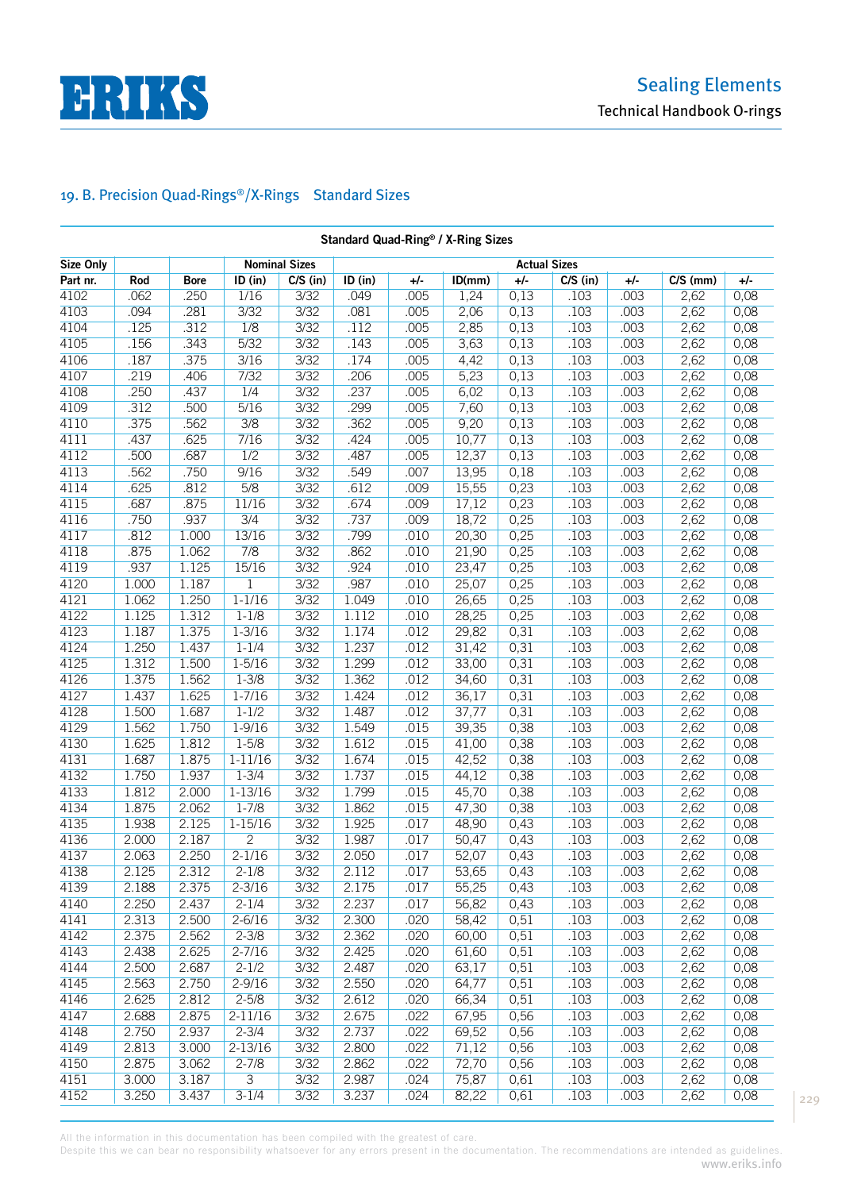## 19. B. Precision Quad-Rings®/X-Rings Standard Sizes

**Standard Quad-Ring® / X-Ring Sizes**

| Size Only | | | Nominal Sizes | | Actual Sizes | | | | | | | |
|---|---|---|---|---|---|---|---|---|---|---|---|---|
| Part nr. | Rod | Bore | ID (in) | C/S (in) | ID (in) | +/- | ID(mm) | +/- | C/S (in) | +/- | C/S (mm) | +/- |
| 4102 | .062 | .250 | 1/16 | 3/32 | .049 | .005 | 1,24 | 0,13 | .103 | .003 | 2,62 | 0,08 |
| 4103 | .094 | .281 | 3/32 | 3/32 | .081 | .005 | 2,06 | 0,13 | .103 | .003 | 2,62 | 0,08 |
| 4104 | .125 | .312 | 1/8 | 3/32 | .112 | .005 | 2,85 | 0,13 | .103 | .003 | 2,62 | 0,08 |
| 4105 | .156 | .343 | 5/32 | 3/32 | .143 | .005 | 3,63 | 0,13 | .103 | .003 | 2,62 | 0,08 |
| 4106 | .187 | .375 | 3/16 | 3/32 | .174 | .005 | 4,42 | 0,13 | .103 | .003 | 2,62 | 0,08 |
| 4107 | .219 | .406 | 7/32 | 3/32 | .206 | .005 | 5,23 | 0,13 | .103 | .003 | 2,62 | 0,08 |
| 4108 | .250 | .437 | 1/4 | 3/32 | .237 | .005 | 6,02 | 0,13 | .103 | .003 | 2,62 | 0,08 |
| 4109 | .312 | .500 | 5/16 | 3/32 | .299 | .005 | 7,60 | 0,13 | .103 | .003 | 2,62 | 0,08 |
| 4110 | .375 | .562 | 3/8 | 3/32 | .362 | .005 | 9,20 | 0,13 | .103 | .003 | 2,62 | 0,08 |
| 4111 | .437 | .625 | 7/16 | 3/32 | .424 | .005 | 10,77 | 0,13 | .103 | .003 | 2,62 | 0,08 |
| 4112 | .500 | .687 | 1/2 | 3/32 | .487 | .005 | 12,37 | 0,13 | .103 | .003 | 2,62 | 0,08 |
| 4113 | .562 | .750 | 9/16 | 3/32 | .549 | .007 | 13,95 | 0,18 | .103 | .003 | 2,62 | 0,08 |
| 4114 | .625 | .812 | 5/8 | 3/32 | .612 | .009 | 15,55 | 0,23 | .103 | .003 | 2,62 | 0,08 |
| 4115 | .687 | .875 | 11/16 | 3/32 | .674 | .009 | 17,12 | 0,23 | .103 | .003 | 2,62 | 0,08 |
| 4116 | .750 | .937 | 3/4 | 3/32 | .737 | .009 | 18,72 | 0,25 | .103 | .003 | 2,62 | 0,08 |
| 4117 | .812 | 1.000 | 13/16 | 3/32 | .799 | .010 | 20,30 | 0,25 | .103 | .003 | 2,62 | 0,08 |
| 4118 | .875 | 1.062 | 7/8 | 3/32 | .862 | .010 | 21,90 | 0,25 | .103 | .003 | 2,62 | 0,08 |
| 4119 | .937 | 1.125 | 15/16 | 3/32 | .924 | .010 | 23,47 | 0,25 | .103 | .003 | 2,62 | 0,08 |
| 4120 | 1.000 | 1.187 | 1 | 3/32 | .987 | .010 | 25,07 | 0,25 | .103 | .003 | 2,62 | 0,08 |
| 4121 | 1.062 | 1.250 | 1-1/16 | 3/32 | 1.049 | .010 | 26,65 | 0,25 | .103 | .003 | 2,62 | 0,08 |
| 4122 | 1.125 | 1.312 | 1-1/8 | 3/32 | 1.112 | .010 | 28,25 | 0,25 | .103 | .003 | 2,62 | 0,08 |
| 4123 | 1.187 | 1.375 | 1-3/16 | 3/32 | 1.174 | .012 | 29,82 | 0,31 | .103 | .003 | 2,62 | 0,08 |
| 4124 | 1.250 | 1.437 | 1-1/4 | 3/32 | 1.237 | .012 | 31,42 | 0,31 | .103 | .003 | 2,62 | 0,08 |
| 4125 | 1.312 | 1.500 | 1-5/16 | 3/32 | 1.299 | .012 | 33,00 | 0,31 | .103 | .003 | 2,62 | 0,08 |
| 4126 | 1.375 | 1.562 | 1-3/8 | 3/32 | 1.362 | .012 | 34,60 | 0,31 | .103 | .003 | 2,62 | 0,08 |
| 4127 | 1.437 | 1.625 | 1-7/16 | 3/32 | 1.424 | .012 | 36,17 | 0,31 | .103 | .003 | 2,62 | 0,08 |
| 4128 | 1.500 | 1.687 | 1-1/2 | 3/32 | 1.487 | .012 | 37,77 | 0,31 | .103 | .003 | 2,62 | 0,08 |
| 4129 | 1.562 | 1.750 | 1-9/16 | 3/32 | 1.549 | .015 | 39,35 | 0,38 | .103 | .003 | 2,62 | 0,08 |
| 4130 | 1.625 | 1.812 | 1-5/8 | 3/32 | 1.612 | .015 | 41,00 | 0,38 | .103 | .003 | 2,62 | 0,08 |
| 4131 | 1.687 | 1.875 | 1-11/16 | 3/32 | 1.674 | .015 | 42,52 | 0,38 | .103 | .003 | 2,62 | 0,08 |
| 4132 | 1.750 | 1.937 | 1-3/4 | 3/32 | 1.737 | .015 | 44,12 | 0,38 | .103 | .003 | 2,62 | 0,08 |
| 4133 | 1.812 | 2.000 | 1-13/16 | 3/32 | 1.799 | .015 | 45,70 | 0,38 | .103 | .003 | 2,62 | 0,08 |
| 4134 | 1.875 | 2.062 | 1-7/8 | 3/32 | 1.862 | .015 | 47,30 | 0,38 | .103 | .003 | 2,62 | 0,08 |
| 4135 | 1.938 | 2.125 | 1-15/16 | 3/32 | 1.925 | .017 | 48,90 | 0,43 | .103 | .003 | 2,62 | 0,08 |
| 4136 | 2.000 | 2.187 | 2 | 3/32 | 1.987 | .017 | 50,47 | 0,43 | .103 | .003 | 2,62 | 0,08 |
| 4137 | 2.063 | 2.250 | 2-1/16 | 3/32 | 2.050 | .017 | 52,07 | 0,43 | .103 | .003 | 2,62 | 0,08 |
| 4138 | 2.125 | 2.312 | 2-1/8 | 3/32 | 2.112 | .017 | 53,65 | 0,43 | .103 | .003 | 2,62 | 0,08 |
| 4139 | 2.188 | 2.375 | 2-3/16 | 3/32 | 2.175 | .017 | 55,25 | 0,43 | .103 | .003 | 2,62 | 0,08 |
| 4140 | 2.250 | 2.437 | 2-1/4 | 3/32 | 2.237 | .017 | 56,82 | 0,43 | .103 | .003 | 2,62 | 0,08 |
| 4141 | 2.313 | 2.500 | 2-6/16 | 3/32 | 2.300 | .020 | 58,42 | 0,51 | .103 | .003 | 2,62 | 0,08 |
| 4142 | 2.375 | 2.562 | 2-3/8 | 3/32 | 2.362 | .020 | 60,00 | 0,51 | .103 | .003 | 2,62 | 0,08 |
| 4143 | 2.438 | 2.625 | 2-7/16 | 3/32 | 2.425 | .020 | 61,60 | 0,51 | .103 | .003 | 2,62 | 0,08 |
| 4144 | 2.500 | 2.687 | 2-1/2 | 3/32 | 2.487 | .020 | 63,17 | 0,51 | .103 | .003 | 2,62 | 0,08 |
| 4145 | 2.563 | 2.750 | 2-9/16 | 3/32 | 2.550 | .020 | 64,77 | 0,51 | .103 | .003 | 2,62 | 0,08 |
| 4146 | 2.625 | 2.812 | 2-5/8 | 3/32 | 2.612 | .020 | 66,34 | 0,51 | .103 | .003 | 2,62 | 0,08 |
| 4147 | 2.688 | 2.875 | 2-11/16 | 3/32 | 2.675 | .022 | 67,95 | 0,56 | .103 | .003 | 2,62 | 0,08 |
| 4148 | 2.750 | 2.937 | 2-3/4 | 3/32 | 2.737 | .022 | 69,52 | 0,56 | .103 | .003 | 2,62 | 0,08 |
| 4149 | 2.813 | 3.000 | 2-13/16 | 3/32 | 2.800 | .022 | 71,12 | 0,56 | .103 | .003 | 2,62 | 0,08 |
| 4150 | 2.875 | 3.062 | 2-7/8 | 3/32 | 2.862 | .022 | 72,70 | 0,56 | .103 | .003 | 2,62 | 0,08 |
| 4151 | 3.000 | 3.187 | 3 | 3/32 | 2.987 | .024 | 75,87 | 0,61 | .103 | .003 | 2,62 | 0,08 |
| 4152 | 3.250 | 3.437 | 3-1/4 | 3/32 | 3.237 | .024 | 82,22 | 0,61 | .103 | .003 | 2,62 | 0,08 |

All the information in this documentation has been compiled with the greatest of care.
Despite this we can bear no responsibility whatsoever for any errors present in the documentation. The recommendations are intended as guidelines.
www.eriks.info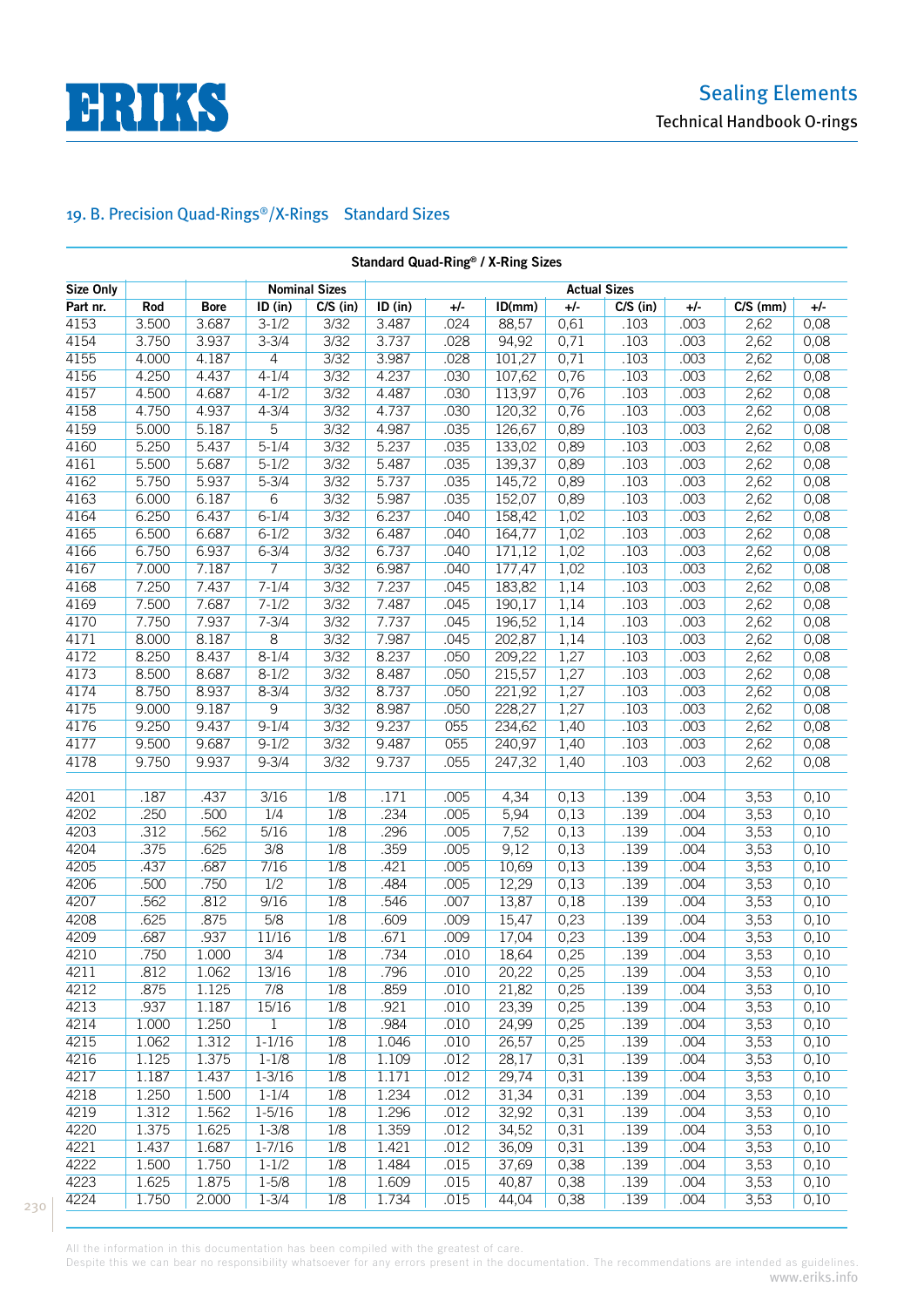## 19. B. Precision Quad-Rings®/X-Rings Standard Sizes

**Standard Quad-Ring® / X-Ring Sizes**

| Size Only | | | Nominal Sizes | | Actual Sizes | | | | | | | |
|---|---|---|---|---|---|---|---|---|---|---|---|---|
| Part nr. | Rod | Bore | ID (in) | C/S (in) | ID (in) | +/- | ID(mm) | +/- | C/S (in) | +/- | C/S (mm) | +/- |
| 4153 | 3.500 | 3.687 | 3-1/2 | 3/32 | 3.487 | .024 | 88,57 | 0,61 | .103 | .003 | 2,62 | 0,08 |
| 4154 | 3.750 | 3.937 | 3-3/4 | 3/32 | 3.737 | .028 | 94,92 | 0,71 | .103 | .003 | 2,62 | 0,08 |
| 4155 | 4.000 | 4.187 | 4 | 3/32 | 3.987 | .028 | 101,27 | 0,71 | .103 | .003 | 2,62 | 0,08 |
| 4156 | 4.250 | 4.437 | 4-1/4 | 3/32 | 4.237 | .030 | 107,62 | 0,76 | .103 | .003 | 2,62 | 0,08 |
| 4157 | 4.500 | 4.687 | 4-1/2 | 3/32 | 4.487 | .030 | 113,97 | 0,76 | .103 | .003 | 2,62 | 0,08 |
| 4158 | 4.750 | 4.937 | 4-3/4 | 3/32 | 4.737 | .030 | 120,32 | 0,76 | .103 | .003 | 2,62 | 0,08 |
| 4159 | 5.000 | 5.187 | 5 | 3/32 | 4.987 | .035 | 126,67 | 0,89 | .103 | .003 | 2,62 | 0,08 |
| 4160 | 5.250 | 5.437 | 5-1/4 | 3/32 | 5.237 | .035 | 133,02 | 0,89 | .103 | .003 | 2,62 | 0,08 |
| 4161 | 5.500 | 5.687 | 5-1/2 | 3/32 | 5.487 | .035 | 139,37 | 0,89 | .103 | .003 | 2,62 | 0,08 |
| 4162 | 5.750 | 5.937 | 5-3/4 | 3/32 | 5.737 | .035 | 145,72 | 0,89 | .103 | .003 | 2,62 | 0,08 |
| 4163 | 6.000 | 6.187 | 6 | 3/32 | 5.987 | .035 | 152,07 | 0,89 | .103 | .003 | 2,62 | 0,08 |
| 4164 | 6.250 | 6.437 | 6-1/4 | 3/32 | 6.237 | .040 | 158,42 | 1,02 | .103 | .003 | 2,62 | 0,08 |
| 4165 | 6.500 | 6.687 | 6-1/2 | 3/32 | 6.487 | .040 | 164,77 | 1,02 | .103 | .003 | 2,62 | 0,08 |
| 4166 | 6.750 | 6.937 | 6-3/4 | 3/32 | 6.737 | .040 | 171,12 | 1,02 | .103 | .003 | 2,62 | 0,08 |
| 4167 | 7.000 | 7.187 | 7 | 3/32 | 6.987 | .040 | 177,47 | 1,02 | .103 | .003 | 2,62 | 0,08 |
| 4168 | 7.250 | 7.437 | 7-1/4 | 3/32 | 7.237 | .045 | 183,82 | 1,14 | .103 | .003 | 2,62 | 0,08 |
| 4169 | 7.500 | 7.687 | 7-1/2 | 3/32 | 7.487 | .045 | 190,17 | 1,14 | .103 | .003 | 2,62 | 0,08 |
| 4170 | 7.750 | 7.937 | 7-3/4 | 3/32 | 7.737 | .045 | 196,52 | 1,14 | .103 | .003 | 2,62 | 0,08 |
| 4171 | 8.000 | 8.187 | 8 | 3/32 | 7.987 | .045 | 202,87 | 1,14 | .103 | .003 | 2,62 | 0,08 |
| 4172 | 8.250 | 8.437 | 8-1/4 | 3/32 | 8.237 | .050 | 209,22 | 1,27 | .103 | .003 | 2,62 | 0,08 |
| 4173 | 8.500 | 8.687 | 8-1/2 | 3/32 | 8.487 | .050 | 215,57 | 1,27 | .103 | .003 | 2,62 | 0,08 |
| 4174 | 8.750 | 8.937 | 8-3/4 | 3/32 | 8.737 | .050 | 221,92 | 1,27 | .103 | .003 | 2,62 | 0,08 |
| 4175 | 9.000 | 9.187 | 9 | 3/32 | 8.987 | .050 | 228,27 | 1,27 | .103 | .003 | 2,62 | 0,08 |
| 4176 | 9.250 | 9.437 | 9-1/4 | 3/32 | 9.237 | 055 | 234,62 | 1,40 | .103 | .003 | 2,62 | 0,08 |
| 4177 | 9.500 | 9.687 | 9-1/2 | 3/32 | 9.487 | 055 | 240,97 | 1,40 | .103 | .003 | 2,62 | 0,08 |
| 4178 | 9.750 | 9.937 | 9-3/4 | 3/32 | 9.737 | .055 | 247,32 | 1,40 | .103 | .003 | 2,62 | 0,08 |
| | | | | | | | | | | | | |
| 4201 | .187 | .437 | 3/16 | 1/8 | .171 | .005 | 4,34 | 0,13 | .139 | .004 | 3,53 | 0,10 |
| 4202 | .250 | .500 | 1/4 | 1/8 | .234 | .005 | 5,94 | 0,13 | .139 | .004 | 3,53 | 0,10 |
| 4203 | .312 | .562 | 5/16 | 1/8 | .296 | .005 | 7,52 | 0,13 | .139 | .004 | 3,53 | 0,10 |
| 4204 | .375 | .625 | 3/8 | 1/8 | .359 | .005 | 9,12 | 0,13 | .139 | .004 | 3,53 | 0,10 |
| 4205 | .437 | .687 | 7/16 | 1/8 | .421 | .005 | 10,69 | 0,13 | .139 | .004 | 3,53 | 0,10 |
| 4206 | .500 | .750 | 1/2 | 1/8 | .484 | .005 | 12,29 | 0,13 | .139 | .004 | 3,53 | 0,10 |
| 4207 | .562 | .812 | 9/16 | 1/8 | .546 | .007 | 13,87 | 0,18 | .139 | .004 | 3,53 | 0,10 |
| 4208 | .625 | .875 | 5/8 | 1/8 | .609 | .009 | 15,47 | 0,23 | .139 | .004 | 3,53 | 0,10 |
| 4209 | .687 | .937 | 11/16 | 1/8 | .671 | .009 | 17,04 | 0,23 | .139 | .004 | 3,53 | 0,10 |
| 4210 | .750 | 1.000 | 3/4 | 1/8 | .734 | .010 | 18,64 | 0,25 | .139 | .004 | 3,53 | 0,10 |
| 4211 | .812 | 1.062 | 13/16 | 1/8 | .796 | .010 | 20,22 | 0,25 | .139 | .004 | 3,53 | 0,10 |
| 4212 | .875 | 1.125 | 7/8 | 1/8 | .859 | .010 | 21,82 | 0,25 | .139 | .004 | 3,53 | 0,10 |
| 4213 | .937 | 1.187 | 15/16 | 1/8 | .921 | .010 | 23,39 | 0,25 | .139 | .004 | 3,53 | 0,10 |
| 4214 | 1.000 | 1.250 | 1 | 1/8 | .984 | .010 | 24,99 | 0,25 | .139 | .004 | 3,53 | 0,10 |
| 4215 | 1.062 | 1.312 | 1-1/16 | 1/8 | 1.046 | .010 | 26,57 | 0,25 | .139 | .004 | 3,53 | 0,10 |
| 4216 | 1.125 | 1.375 | 1-1/8 | 1/8 | 1.109 | .012 | 28,17 | 0,31 | .139 | .004 | 3,53 | 0,10 |
| 4217 | 1.187 | 1.437 | 1-3/16 | 1/8 | 1.171 | .012 | 29,74 | 0,31 | .139 | .004 | 3,53 | 0,10 |
| 4218 | 1.250 | 1.500 | 1-1/4 | 1/8 | 1.234 | .012 | 31,34 | 0,31 | .139 | .004 | 3,53 | 0,10 |
| 4219 | 1.312 | 1.562 | 1-5/16 | 1/8 | 1.296 | .012 | 32,92 | 0,31 | .139 | .004 | 3,53 | 0,10 |
| 4220 | 1.375 | 1.625 | 1-3/8 | 1/8 | 1.359 | .012 | 34,52 | 0,31 | .139 | .004 | 3,53 | 0,10 |
| 4221 | 1.437 | 1.687 | 1-7/16 | 1/8 | 1.421 | .012 | 36,09 | 0,31 | .139 | .004 | 3,53 | 0,10 |
| 4222 | 1.500 | 1.750 | 1-1/2 | 1/8 | 1.484 | .015 | 37,69 | 0,38 | .139 | .004 | 3,53 | 0,10 |
| 4223 | 1.625 | 1.875 | 1-5/8 | 1/8 | 1.609 | .015 | 40,87 | 0,38 | .139 | .004 | 3,53 | 0,10 |
| 4224 | 1.750 | 2.000 | 1-3/4 | 1/8 | 1.734 | .015 | 44,04 | 0,38 | .139 | .004 | 3,53 | 0,10 |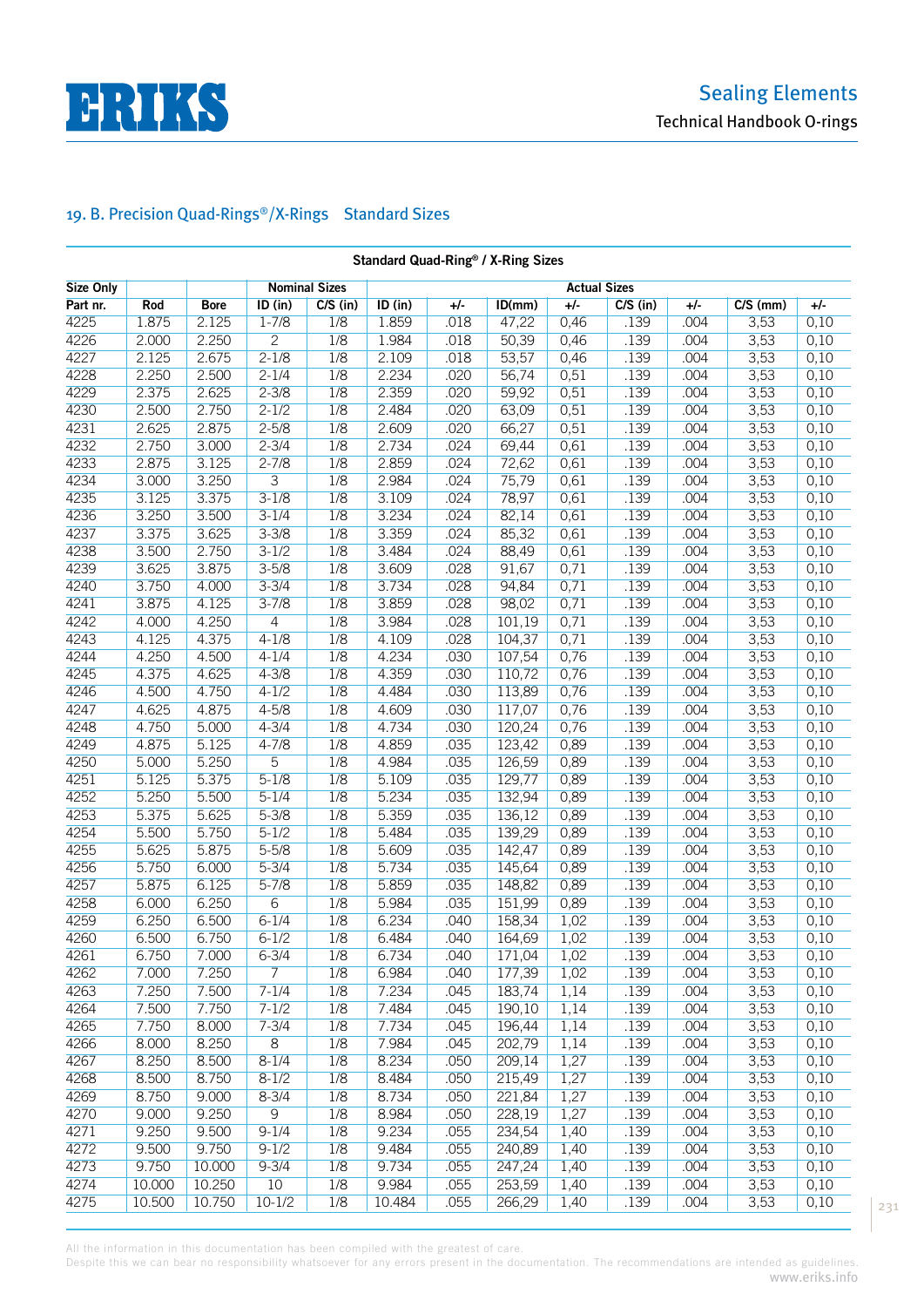## 19. B. Precision Quad-Rings®/X-Rings Standard Sizes

| Standard Quad-Ring® / X-Ring Sizes | | | | | | | | | | | | |
|---|---|---|---|---|---|---|---|---|---|---|---|---|
| Size Only | | | Nominal Sizes | | Actual Sizes | | | | | | | |
| Part nr. | Rod | Bore | ID (in) | C/S (in) | ID (in) | +/- | ID(mm) | +/- | C/S (in) | +/- | C/S (mm) | +/- |
| 4225 | 1.875 | 2.125 | 1-7/8 | 1/8 | 1.859 | .018 | 47,22 | 0,46 | .139 | .004 | 3,53 | 0,10 |
| 4226 | 2.000 | 2.250 | 2 | 1/8 | 1.984 | .018 | 50,39 | 0,46 | .139 | .004 | 3,53 | 0,10 |
| 4227 | 2.125 | 2.675 | 2-1/8 | 1/8 | 2.109 | .018 | 53,57 | 0,46 | .139 | .004 | 3,53 | 0,10 |
| 4228 | 2.250 | 2.500 | 2-1/4 | 1/8 | 2.234 | .020 | 56,74 | 0,51 | .139 | .004 | 3,53 | 0,10 |
| 4229 | 2.375 | 2.625 | 2-3/8 | 1/8 | 2.359 | .020 | 59,92 | 0,51 | .139 | .004 | 3,53 | 0,10 |
| 4230 | 2.500 | 2.750 | 2-1/2 | 1/8 | 2.484 | .020 | 63,09 | 0,51 | .139 | .004 | 3,53 | 0,10 |
| 4231 | 2.625 | 2.875 | 2-5/8 | 1/8 | 2.609 | .020 | 66,27 | 0,51 | .139 | .004 | 3,53 | 0,10 |
| 4232 | 2.750 | 3.000 | 2-3/4 | 1/8 | 2.734 | .024 | 69,44 | 0,61 | .139 | .004 | 3,53 | 0,10 |
| 4233 | 2.875 | 3.125 | 2-7/8 | 1/8 | 2.859 | .024 | 72,62 | 0,61 | .139 | .004 | 3,53 | 0,10 |
| 4234 | 3.000 | 3.250 | 3 | 1/8 | 2.984 | .024 | 75,79 | 0,61 | .139 | .004 | 3,53 | 0,10 |
| 4235 | 3.125 | 3.375 | 3-1/8 | 1/8 | 3.109 | .024 | 78,97 | 0,61 | .139 | .004 | 3,53 | 0,10 |
| 4236 | 3.250 | 3.500 | 3-1/4 | 1/8 | 3.234 | .024 | 82,14 | 0,61 | .139 | .004 | 3,53 | 0,10 |
| 4237 | 3.375 | 3.625 | 3-3/8 | 1/8 | 3.359 | .024 | 85,32 | 0,61 | .139 | .004 | 3,53 | 0,10 |
| 4238 | 3.500 | 2.750 | 3-1/2 | 1/8 | 3.484 | .024 | 88,49 | 0,61 | .139 | .004 | 3,53 | 0,10 |
| 4239 | 3.625 | 3.875 | 3-5/8 | 1/8 | 3.609 | .028 | 91,67 | 0,71 | .139 | .004 | 3,53 | 0,10 |
| 4240 | 3.750 | 4.000 | 3-3/4 | 1/8 | 3.734 | .028 | 94,84 | 0,71 | .139 | .004 | 3,53 | 0,10 |
| 4241 | 3.875 | 4.125 | 3-7/8 | 1/8 | 3.859 | .028 | 98,02 | 0,71 | .139 | .004 | 3,53 | 0,10 |
| 4242 | 4.000 | 4.250 | 4 | 1/8 | 3.984 | .028 | 101,19 | 0,71 | .139 | .004 | 3,53 | 0,10 |
| 4243 | 4.125 | 4.375 | 4-1/8 | 1/8 | 4.109 | .028 | 104,37 | 0,71 | .139 | .004 | 3,53 | 0,10 |
| 4244 | 4.250 | 4.500 | 4-1/4 | 1/8 | 4.234 | .030 | 107,54 | 0,76 | .139 | .004 | 3,53 | 0,10 |
| 4245 | 4.375 | 4.625 | 4-3/8 | 1/8 | 4.359 | .030 | 110,72 | 0,76 | .139 | .004 | 3,53 | 0,10 |
| 4246 | 4.500 | 4.750 | 4-1/2 | 1/8 | 4.484 | .030 | 113,89 | 0,76 | .139 | .004 | 3,53 | 0,10 |
| 4247 | 4.625 | 4.875 | 4-5/8 | 1/8 | 4.609 | .030 | 117,07 | 0,76 | .139 | .004 | 3,53 | 0,10 |
| 4248 | 4.750 | 5.000 | 4-3/4 | 1/8 | 4.734 | .030 | 120,24 | 0,76 | .139 | .004 | 3,53 | 0,10 |
| 4249 | 4.875 | 5.125 | 4-7/8 | 1/8 | 4.859 | .035 | 123,42 | 0,89 | .139 | .004 | 3,53 | 0,10 |
| 4250 | 5.000 | 5.250 | 5 | 1/8 | 4.984 | .035 | 126,59 | 0,89 | .139 | .004 | 3,53 | 0,10 |
| 4251 | 5.125 | 5.375 | 5-1/8 | 1/8 | 5.109 | .035 | 129,77 | 0,89 | .139 | .004 | 3,53 | 0,10 |
| 4252 | 5.250 | 5.500 | 5-1/4 | 1/8 | 5.234 | .035 | 132,94 | 0,89 | .139 | .004 | 3,53 | 0,10 |
| 4253 | 5.375 | 5.625 | 5-3/8 | 1/8 | 5.359 | .035 | 136,12 | 0,89 | .139 | .004 | 3,53 | 0,10 |
| 4254 | 5.500 | 5.750 | 5-1/2 | 1/8 | 5.484 | .035 | 139,29 | 0,89 | .139 | .004 | 3,53 | 0,10 |
| 4255 | 5.625 | 5.875 | 5-5/8 | 1/8 | 5.609 | .035 | 142,47 | 0,89 | .139 | .004 | 3,53 | 0,10 |
| 4256 | 5.750 | 6.000 | 5-3/4 | 1/8 | 5.734 | .035 | 145,64 | 0,89 | .139 | .004 | 3,53 | 0,10 |
| 4257 | 5.875 | 6.125 | 5-7/8 | 1/8 | 5.859 | .035 | 148,82 | 0,89 | .139 | .004 | 3,53 | 0,10 |
| 4258 | 6.000 | 6.250 | 6 | 1/8 | 5.984 | .035 | 151,99 | 0,89 | .139 | .004 | 3,53 | 0,10 |
| 4259 | 6.250 | 6.500 | 6-1/4 | 1/8 | 6.234 | .040 | 158,34 | 1,02 | .139 | .004 | 3,53 | 0,10 |
| 4260 | 6.500 | 6.750 | 6-1/2 | 1/8 | 6.484 | .040 | 164,69 | 1,02 | .139 | .004 | 3,53 | 0,10 |
| 4261 | 6.750 | 7.000 | 6-3/4 | 1/8 | 6.734 | .040 | 171,04 | 1,02 | .139 | .004 | 3,53 | 0,10 |
| 4262 | 7.000 | 7.250 | 7 | 1/8 | 6.984 | .040 | 177,39 | 1,02 | .139 | .004 | 3,53 | 0,10 |
| 4263 | 7.250 | 7.500 | 7-1/4 | 1/8 | 7.234 | .045 | 183,74 | 1,14 | .139 | .004 | 3,53 | 0,10 |
| 4264 | 7.500 | 7.750 | 7-1/2 | 1/8 | 7.484 | .045 | 190,10 | 1,14 | .139 | .004 | 3,53 | 0,10 |
| 4265 | 7.750 | 8.000 | 7-3/4 | 1/8 | 7.734 | .045 | 196,44 | 1,14 | .139 | .004 | 3,53 | 0,10 |
| 4266 | 8.000 | 8.250 | 8 | 1/8 | 7.984 | .045 | 202,79 | 1,14 | .139 | .004 | 3,53 | 0,10 |
| 4267 | 8.250 | 8.500 | 8-1/4 | 1/8 | 8.234 | .050 | 209,14 | 1,27 | .139 | .004 | 3,53 | 0,10 |
| 4268 | 8.500 | 8.750 | 8-1/2 | 1/8 | 8.484 | .050 | 215,49 | 1,27 | .139 | .004 | 3,53 | 0,10 |
| 4269 | 8.750 | 9.000 | 8-3/4 | 1/8 | 8.734 | .050 | 221,84 | 1,27 | .139 | .004 | 3,53 | 0,10 |
| 4270 | 9.000 | 9.250 | 9 | 1/8 | 8.984 | .050 | 228,19 | 1,27 | .139 | .004 | 3,53 | 0,10 |
| 4271 | 9.250 | 9.500 | 9-1/4 | 1/8 | 9.234 | .055 | 234,54 | 1,40 | .139 | .004 | 3,53 | 0,10 |
| 4272 | 9.500 | 9.750 | 9-1/2 | 1/8 | 9.484 | .055 | 240,89 | 1,40 | .139 | .004 | 3,53 | 0,10 |
| 4273 | 9.750 | 10.000 | 9-3/4 | 1/8 | 9.734 | .055 | 247,24 | 1,40 | .139 | .004 | 3,53 | 0,10 |
| 4274 | 10.000 | 10.250 | 10 | 1/8 | 9.984 | .055 | 253,59 | 1,40 | .139 | .004 | 3,53 | 0,10 |
| 4275 | 10.500 | 10.750 | 10-1/2 | 1/8 | 10.484 | .055 | 266,29 | 1,40 | .139 | .004 | 3,53 | 0,10 |

All the information in this documentation has been compiled with the greatest of care.
Despite this we can bear no responsibility whatsoever for any errors present in the documentation. The recommendations are intended as guidelines.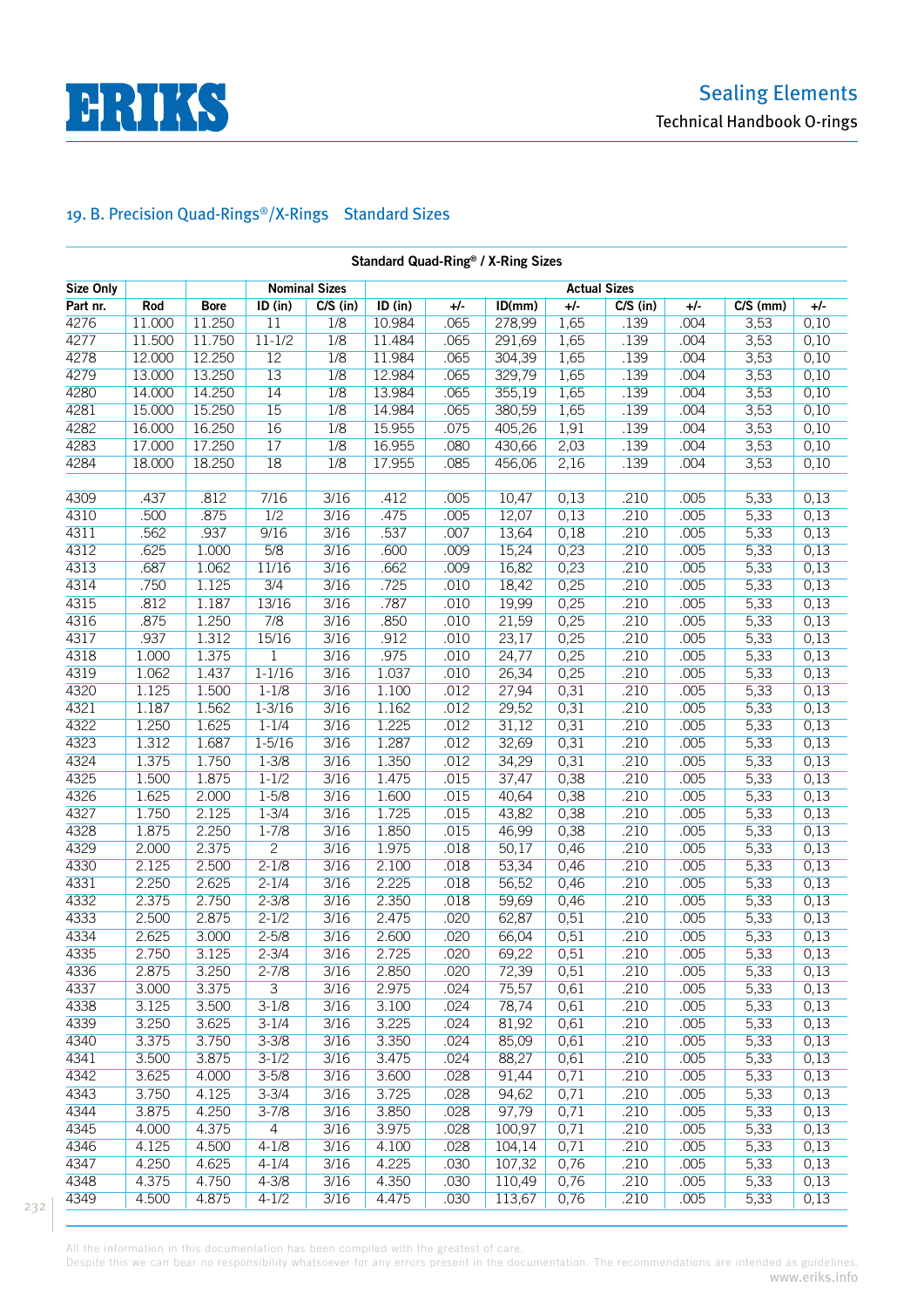## 19. B. Precision Quad-Rings®/X-Rings Standard Sizes

**Standard Quad-Ring® / X-Ring Sizes**

| Size Only | | | Nominal Sizes | | Actual Sizes | | | | | | | |
|---|---|---|---|---|---|---|---|---|---|---|---|---|
| Part nr. | Rod | Bore | ID (in) | C/S (in) | ID (in) | +/- | ID(mm) | +/- | C/S (in) | +/- | C/S (mm) | +/- |
| 4276 | 11.000 | 11.250 | 11 | 1/8 | 10.984 | .065 | 278,99 | 1,65 | .139 | .004 | 3,53 | 0,10 |
| 4277 | 11.500 | 11.750 | 11-1/2 | 1/8 | 11.484 | .065 | 291,69 | 1,65 | .139 | .004 | 3,53 | 0,10 |
| 4278 | 12.000 | 12.250 | 12 | 1/8 | 11.984 | .065 | 304,39 | 1,65 | .139 | .004 | 3,53 | 0,10 |
| 4279 | 13.000 | 13.250 | 13 | 1/8 | 12.984 | .065 | 329,79 | 1,65 | .139 | .004 | 3,53 | 0,10 |
| 4280 | 14.000 | 14.250 | 14 | 1/8 | 13.984 | .065 | 355,19 | 1,65 | .139 | .004 | 3,53 | 0,10 |
| 4281 | 15.000 | 15.250 | 15 | 1/8 | 14.984 | .065 | 380,59 | 1,65 | .139 | .004 | 3,53 | 0,10 |
| 4282 | 16.000 | 16.250 | 16 | 1/8 | 15.955 | .075 | 405,26 | 1,91 | .139 | .004 | 3,53 | 0,10 |
| 4283 | 17.000 | 17.250 | 17 | 1/8 | 16.955 | .080 | 430,66 | 2,03 | .139 | .004 | 3,53 | 0,10 |
| 4284 | 18.000 | 18.250 | 18 | 1/8 | 17.955 | .085 | 456,06 | 2,16 | .139 | .004 | 3,53 | 0,10 |
| | | | | | | | | | | | | |
| 4309 | .437 | .812 | 7/16 | 3/16 | .412 | .005 | 10,47 | 0,13 | .210 | .005 | 5,33 | 0,13 |
| 4310 | .500 | .875 | 1/2 | 3/16 | .475 | .005 | 12,07 | 0,13 | .210 | .005 | 5,33 | 0,13 |
| 4311 | .562 | .937 | 9/16 | 3/16 | .537 | .007 | 13,64 | 0,18 | .210 | .005 | 5,33 | 0,13 |
| 4312 | .625 | 1.000 | 5/8 | 3/16 | .600 | .009 | 15,24 | 0,23 | .210 | .005 | 5,33 | 0,13 |
| 4313 | .687 | 1.062 | 11/16 | 3/16 | .662 | .009 | 16,82 | 0,23 | .210 | .005 | 5,33 | 0,13 |
| 4314 | .750 | 1.125 | 3/4 | 3/16 | .725 | .010 | 18,42 | 0,25 | .210 | .005 | 5,33 | 0,13 |
| 4315 | .812 | 1.187 | 13/16 | 3/16 | .787 | .010 | 19,99 | 0,25 | .210 | .005 | 5,33 | 0,13 |
| 4316 | .875 | 1.250 | 7/8 | 3/16 | .850 | .010 | 21,59 | 0,25 | .210 | .005 | 5,33 | 0,13 |
| 4317 | .937 | 1.312 | 15/16 | 3/16 | .912 | .010 | 23,17 | 0,25 | .210 | .005 | 5,33 | 0,13 |
| 4318 | 1.000 | 1.375 | 1 | 3/16 | .975 | .010 | 24,77 | 0,25 | .210 | .005 | 5,33 | 0,13 |
| 4319 | 1.062 | 1.437 | 1-1/16 | 3/16 | 1.037 | .010 | 26,34 | 0,25 | .210 | .005 | 5,33 | 0,13 |
| 4320 | 1.125 | 1.500 | 1-1/8 | 3/16 | 1.100 | .012 | 27,94 | 0,31 | .210 | .005 | 5,33 | 0,13 |
| 4321 | 1.187 | 1.562 | 1-3/16 | 3/16 | 1.162 | .012 | 29,52 | 0,31 | .210 | .005 | 5,33 | 0,13 |
| 4322 | 1.250 | 1.625 | 1-1/4 | 3/16 | 1.225 | .012 | 31,12 | 0,31 | .210 | .005 | 5,33 | 0,13 |
| 4323 | 1.312 | 1.687 | 1-5/16 | 3/16 | 1.287 | .012 | 32,69 | 0,31 | .210 | .005 | 5,33 | 0,13 |
| 4324 | 1.375 | 1.750 | 1-3/8 | 3/16 | 1.350 | .012 | 34,29 | 0,31 | .210 | .005 | 5,33 | 0,13 |
| 4325 | 1.500 | 1.875 | 1-1/2 | 3/16 | 1.475 | .015 | 37,47 | 0,38 | .210 | .005 | 5,33 | 0,13 |
| 4326 | 1.625 | 2.000 | 1-5/8 | 3/16 | 1.600 | .015 | 40,64 | 0,38 | .210 | .005 | 5,33 | 0,13 |
| 4327 | 1.750 | 2.125 | 1-3/4 | 3/16 | 1.725 | .015 | 43,82 | 0,38 | .210 | .005 | 5,33 | 0,13 |
| 4328 | 1.875 | 2.250 | 1-7/8 | 3/16 | 1.850 | .015 | 46,99 | 0,38 | .210 | .005 | 5,33 | 0,13 |
| 4329 | 2.000 | 2.375 | 2 | 3/16 | 1.975 | .018 | 50,17 | 0,46 | .210 | .005 | 5,33 | 0,13 |
| 4330 | 2.125 | 2.500 | 2-1/8 | 3/16 | 2.100 | .018 | 53,34 | 0,46 | .210 | .005 | 5,33 | 0,13 |
| 4331 | 2.250 | 2.625 | 2-1/4 | 3/16 | 2.225 | .018 | 56,52 | 0,46 | .210 | .005 | 5,33 | 0,13 |
| 4332 | 2.375 | 2.750 | 2-3/8 | 3/16 | 2.350 | .018 | 59,69 | 0,46 | .210 | .005 | 5,33 | 0,13 |
| 4333 | 2.500 | 2.875 | 2-1/2 | 3/16 | 2.475 | .020 | 62,87 | 0,51 | .210 | .005 | 5,33 | 0,13 |
| 4334 | 2.625 | 3.000 | 2-5/8 | 3/16 | 2.600 | .020 | 66,04 | 0,51 | .210 | .005 | 5,33 | 0,13 |
| 4335 | 2.750 | 3.125 | 2-3/4 | 3/16 | 2.725 | .020 | 69,22 | 0,51 | .210 | .005 | 5,33 | 0,13 |
| 4336 | 2.875 | 3.250 | 2-7/8 | 3/16 | 2.850 | .020 | 72,39 | 0,51 | .210 | .005 | 5,33 | 0,13 |
| 4337 | 3.000 | 3.375 | 3 | 3/16 | 2.975 | .024 | 75,57 | 0,61 | .210 | .005 | 5,33 | 0,13 |
| 4338 | 3.125 | 3.500 | 3-1/8 | 3/16 | 3.100 | .024 | 78,74 | 0,61 | .210 | .005 | 5,33 | 0,13 |
| 4339 | 3.250 | 3.625 | 3-1/4 | 3/16 | 3.225 | .024 | 81,92 | 0,61 | .210 | .005 | 5,33 | 0,13 |
| 4340 | 3.375 | 3.750 | 3-3/8 | 3/16 | 3.350 | .024 | 85,09 | 0,61 | .210 | .005 | 5,33 | 0,13 |
| 4341 | 3.500 | 3.875 | 3-1/2 | 3/16 | 3.475 | .024 | 88,27 | 0,61 | .210 | .005 | 5,33 | 0,13 |
| 4342 | 3.625 | 4.000 | 3-5/8 | 3/16 | 3.600 | .028 | 91,44 | 0,71 | .210 | .005 | 5,33 | 0,13 |
| 4343 | 3.750 | 4.125 | 3-3/4 | 3/16 | 3.725 | .028 | 94,62 | 0,71 | .210 | .005 | 5,33 | 0,13 |
| 4344 | 3.875 | 4.250 | 3-7/8 | 3/16 | 3.850 | .028 | 97,79 | 0,71 | .210 | .005 | 5,33 | 0,13 |
| 4345 | 4.000 | 4.375 | 4 | 3/16 | 3.975 | .028 | 100,97 | 0,71 | .210 | .005 | 5,33 | 0,13 |
| 4346 | 4.125 | 4.500 | 4-1/8 | 3/16 | 4.100 | .028 | 104,14 | 0,71 | .210 | .005 | 5,33 | 0,13 |
| 4347 | 4.250 | 4.625 | 4-1/4 | 3/16 | 4.225 | .030 | 107,32 | 0,76 | .210 | .005 | 5,33 | 0,13 |
| 4348 | 4.375 | 4.750 | 4-3/8 | 3/16 | 4.350 | .030 | 110,49 | 0,76 | .210 | .005 | 5,33 | 0,13 |
| 4349 | 4.500 | 4.875 | 4-1/2 | 3/16 | 4.475 | .030 | 113,67 | 0,76 | .210 | .005 | 5,33 | 0,13 |

All the information in this documentation has been compiled with the greatest of care.
Despite this we can bear no responsibility whatsoever for any errors present in the documentation. The recommendations are intended as guidelines.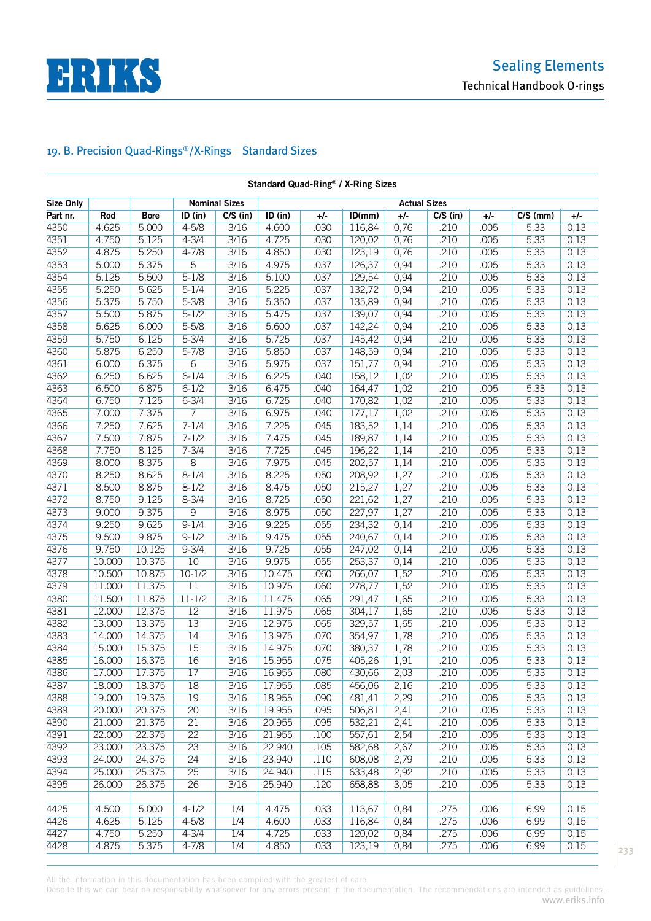## 19. B. Precision Quad-Rings®/X-Rings Standard Sizes

**Standard Quad-Ring® / X-Ring Sizes**

| Size Only | | | Nominal Sizes | | Actual Sizes | | | | | | | |
|---|---|---|---|---|---|---|---|---|---|---|---|---|
| Part nr. | Rod | Bore | ID (in) | C/S (in) | ID (in) | +/- | ID(mm) | +/- | C/S (in) | +/- | C/S (mm) | +/- |
| 4350 | 4.625 | 5.000 | 4-5/8 | 3/16 | 4.600 | .030 | 116,84 | 0,76 | .210 | .005 | 5,33 | 0,13 |
| 4351 | 4.750 | 5.125 | 4-3/4 | 3/16 | 4.725 | .030 | 120,02 | 0,76 | .210 | .005 | 5,33 | 0,13 |
| 4352 | 4.875 | 5.250 | 4-7/8 | 3/16 | 4.850 | .030 | 123,19 | 0,76 | .210 | .005 | 5,33 | 0,13 |
| 4353 | 5.000 | 5.375 | 5 | 3/16 | 4.975 | .037 | 126,37 | 0,94 | .210 | .005 | 5,33 | 0,13 |
| 4354 | 5.125 | 5.500 | 5-1/8 | 3/16 | 5.100 | .037 | 129,54 | 0,94 | .210 | .005 | 5,33 | 0,13 |
| 4355 | 5.250 | 5.625 | 5-1/4 | 3/16 | 5.225 | .037 | 132,72 | 0,94 | .210 | .005 | 5,33 | 0,13 |
| 4356 | 5.375 | 5.750 | 5-3/8 | 3/16 | 5.350 | .037 | 135,89 | 0,94 | .210 | .005 | 5,33 | 0,13 |
| 4357 | 5.500 | 5.875 | 5-1/2 | 3/16 | 5.475 | .037 | 139,07 | 0,94 | .210 | .005 | 5,33 | 0,13 |
| 4358 | 5.625 | 6.000 | 5-5/8 | 3/16 | 5.600 | .037 | 142,24 | 0,94 | .210 | .005 | 5,33 | 0,13 |
| 4359 | 5.750 | 6.125 | 5-3/4 | 3/16 | 5.725 | .037 | 145,42 | 0,94 | .210 | .005 | 5,33 | 0,13 |
| 4360 | 5.875 | 6.250 | 5-7/8 | 3/16 | 5.850 | .037 | 148,59 | 0,94 | .210 | .005 | 5,33 | 0,13 |
| 4361 | 6.000 | 6.375 | 6 | 3/16 | 5.975 | .037 | 151,77 | 0,94 | .210 | .005 | 5,33 | 0,13 |
| 4362 | 6.250 | 6.625 | 6-1/4 | 3/16 | 6.225 | .040 | 158,12 | 1,02 | .210 | .005 | 5,33 | 0,13 |
| 4363 | 6.500 | 6.875 | 6-1/2 | 3/16 | 6.475 | .040 | 164,47 | 1,02 | .210 | .005 | 5,33 | 0,13 |
| 4364 | 6.750 | 7.125 | 6-3/4 | 3/16 | 6.725 | .040 | 170,82 | 1,02 | .210 | .005 | 5,33 | 0,13 |
| 4365 | 7.000 | 7.375 | 7 | 3/16 | 6.975 | .040 | 177,17 | 1,02 | .210 | .005 | 5,33 | 0,13 |
| 4366 | 7.250 | 7.625 | 7-1/4 | 3/16 | 7.225 | .045 | 183,52 | 1,14 | .210 | .005 | 5,33 | 0,13 |
| 4367 | 7.500 | 7.875 | 7-1/2 | 3/16 | 7.475 | .045 | 189,87 | 1,14 | .210 | .005 | 5,33 | 0,13 |
| 4368 | 7.750 | 8.125 | 7-3/4 | 3/16 | 7.725 | .045 | 196,22 | 1,14 | .210 | .005 | 5,33 | 0,13 |
| 4369 | 8.000 | 8.375 | 8 | 3/16 | 7.975 | .045 | 202,57 | 1,14 | .210 | .005 | 5,33 | 0,13 |
| 4370 | 8.250 | 8.625 | 8-1/4 | 3/16 | 8.225 | .050 | 208,92 | 1,27 | .210 | .005 | 5,33 | 0,13 |
| 4371 | 8.500 | 8.875 | 8-1/2 | 3/16 | 8.475 | .050 | 215,27 | 1,27 | .210 | .005 | 5,33 | 0,13 |
| 4372 | 8.750 | 9.125 | 8-3/4 | 3/16 | 8.725 | .050 | 221,62 | 1,27 | .210 | .005 | 5,33 | 0,13 |
| 4373 | 9.000 | 9.375 | 9 | 3/16 | 8.975 | .050 | 227,97 | 1,27 | .210 | .005 | 5,33 | 0,13 |
| 4374 | 9.250 | 9.625 | 9-1/4 | 3/16 | 9.225 | .055 | 234,32 | 0,14 | .210 | .005 | 5,33 | 0,13 |
| 4375 | 9.500 | 9.875 | 9-1/2 | 3/16 | 9.475 | .055 | 240,67 | 0,14 | .210 | .005 | 5,33 | 0,13 |
| 4376 | 9.750 | 10.125 | 9-3/4 | 3/16 | 9.725 | .055 | 247,02 | 0,14 | .210 | .005 | 5,33 | 0,13 |
| 4377 | 10.000 | 10.375 | 10 | 3/16 | 9.975 | .055 | 253,37 | 0,14 | .210 | .005 | 5,33 | 0,13 |
| 4378 | 10.500 | 10.875 | 10-1/2 | 3/16 | 10.475 | .060 | 266,07 | 1,52 | .210 | .005 | 5,33 | 0,13 |
| 4379 | 11.000 | 11.375 | 11 | 3/16 | 10.975 | .060 | 278,77 | 1,52 | .210 | .005 | 5,33 | 0,13 |
| 4380 | 11.500 | 11.875 | 11-1/2 | 3/16 | 11.475 | .065 | 291,47 | 1,65 | .210 | .005 | 5,33 | 0,13 |
| 4381 | 12.000 | 12.375 | 12 | 3/16 | 11.975 | .065 | 304,17 | 1,65 | .210 | .005 | 5,33 | 0,13 |
| 4382 | 13.000 | 13.375 | 13 | 3/16 | 12.975 | .065 | 329,57 | 1,65 | .210 | .005 | 5,33 | 0,13 |
| 4383 | 14.000 | 14.375 | 14 | 3/16 | 13.975 | .070 | 354,97 | 1,78 | .210 | .005 | 5,33 | 0,13 |
| 4384 | 15.000 | 15.375 | 15 | 3/16 | 14.975 | .070 | 380,37 | 1,78 | .210 | .005 | 5,33 | 0,13 |
| 4385 | 16.000 | 16.375 | 16 | 3/16 | 15.955 | .075 | 405,26 | 1,91 | .210 | .005 | 5,33 | 0,13 |
| 4386 | 17.000 | 17.375 | 17 | 3/16 | 16.955 | .080 | 430,66 | 2,03 | .210 | .005 | 5,33 | 0,13 |
| 4387 | 18.000 | 18.375 | 18 | 3/16 | 17.955 | .085 | 456,06 | 2,16 | .210 | .005 | 5,33 | 0,13 |
| 4388 | 19.000 | 19.375 | 19 | 3/16 | 18.955 | .090 | 481,41 | 2,29 | .210 | .005 | 5,33 | 0,13 |
| 4389 | 20.000 | 20.375 | 20 | 3/16 | 19.955 | .095 | 506,81 | 2,41 | .210 | .005 | 5,33 | 0,13 |
| 4390 | 21.000 | 21.375 | 21 | 3/16 | 20.955 | .095 | 532,21 | 2,41 | .210 | .005 | 5,33 | 0,13 |
| 4391 | 22.000 | 22.375 | 22 | 3/16 | 21.955 | .100 | 557,61 | 2,54 | .210 | .005 | 5,33 | 0,13 |
| 4392 | 23.000 | 23.375 | 23 | 3/16 | 22.940 | .105 | 582,68 | 2,67 | .210 | .005 | 5,33 | 0,13 |
| 4393 | 24.000 | 24.375 | 24 | 3/16 | 23.940 | .110 | 608,08 | 2,79 | .210 | .005 | 5,33 | 0,13 |
| 4394 | 25.000 | 25.375 | 25 | 3/16 | 24.940 | .115 | 633,48 | 2,92 | .210 | .005 | 5,33 | 0,13 |
| 4395 | 26.000 | 26.375 | 26 | 3/16 | 25.940 | .120 | 658,88 | 3,05 | .210 | .005 | 5,33 | 0,13 |
| | | | | | | | | | | | | |
| 4425 | 4.500 | 5.000 | 4-1/2 | 1/4 | 4.475 | .033 | 113,67 | 0,84 | .275 | .006 | 6,99 | 0,15 |
| 4426 | 4.625 | 5.125 | 4-5/8 | 1/4 | 4.600 | .033 | 116,84 | 0,84 | .275 | .006 | 6,99 | 0,15 |
| 4427 | 4.750 | 5.250 | 4-3/4 | 1/4 | 4.725 | .033 | 120,02 | 0,84 | .275 | .006 | 6,99 | 0,15 |
| 4428 | 4.875 | 5.375 | 4-7/8 | 1/4 | 4.850 | .033 | 123,19 | 0,84 | .275 | .006 | 6,99 | 0,15 |

All the information in this documentation has been compiled with the greatest of care.
Despite this we can bear no responsibility whatsoever for any errors present in the documentation. The recommendations are intended as guidelines.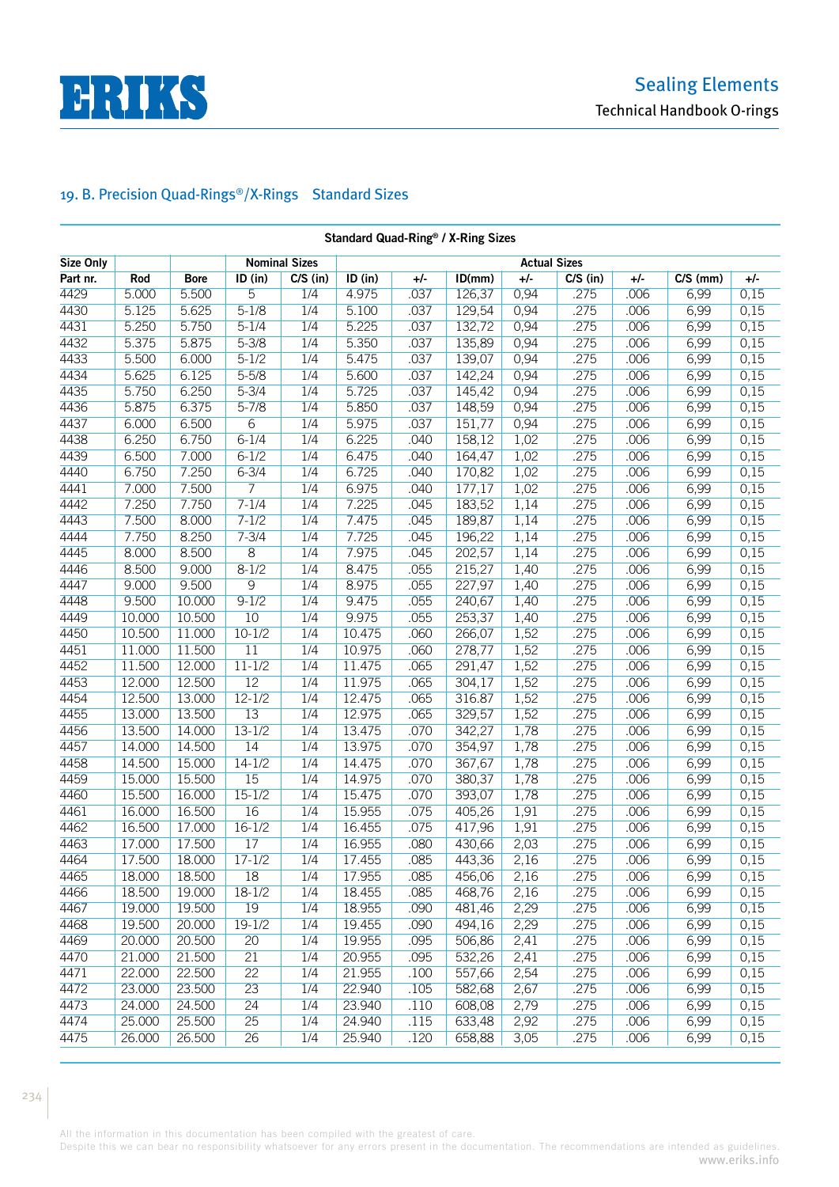## 19. B. Precision Quad-Rings®/X-Rings Standard Sizes

| Standard Quad-Ring® / X-Ring Sizes | | | | | | | | | | | | |
|---|---|---|---|---|---|---|---|---|---|---|---|---|
| Size Only | | | Nominal Sizes | | Actual Sizes | | | | | | | |
| Part nr. | Rod | Bore | ID (in) | C/S (in) | ID (in) | +/- | ID(mm) | +/- | C/S (in) | +/- | C/S (mm) | +/- |
| 4429 | 5.000 | 5.500 | 5 | 1/4 | 4.975 | .037 | 126,37 | 0,94 | .275 | .006 | 6,99 | 0,15 |
| 4430 | 5.125 | 5.625 | 5-1/8 | 1/4 | 5.100 | .037 | 129,54 | 0,94 | .275 | .006 | 6,99 | 0,15 |
| 4431 | 5.250 | 5.750 | 5-1/4 | 1/4 | 5.225 | .037 | 132,72 | 0,94 | .275 | .006 | 6,99 | 0,15 |
| 4432 | 5.375 | 5.875 | 5-3/8 | 1/4 | 5.350 | .037 | 135,89 | 0,94 | .275 | .006 | 6,99 | 0,15 |
| 4433 | 5.500 | 6.000 | 5-1/2 | 1/4 | 5.475 | .037 | 139,07 | 0,94 | .275 | .006 | 6,99 | 0,15 |
| 4434 | 5.625 | 6.125 | 5-5/8 | 1/4 | 5.600 | .037 | 142,24 | 0,94 | .275 | .006 | 6,99 | 0,15 |
| 4435 | 5.750 | 6.250 | 5-3/4 | 1/4 | 5.725 | .037 | 145,42 | 0,94 | .275 | .006 | 6,99 | 0,15 |
| 4436 | 5.875 | 6.375 | 5-7/8 | 1/4 | 5.850 | .037 | 148,59 | 0,94 | .275 | .006 | 6,99 | 0,15 |
| 4437 | 6.000 | 6.500 | 6 | 1/4 | 5.975 | .037 | 151,77 | 0,94 | .275 | .006 | 6,99 | 0,15 |
| 4438 | 6.250 | 6.750 | 6-1/4 | 1/4 | 6.225 | .040 | 158,12 | 1,02 | .275 | .006 | 6,99 | 0,15 |
| 4439 | 6.500 | 7.000 | 6-1/2 | 1/4 | 6.475 | .040 | 164,47 | 1,02 | .275 | .006 | 6,99 | 0,15 |
| 4440 | 6.750 | 7.250 | 6-3/4 | 1/4 | 6.725 | .040 | 170,82 | 1,02 | .275 | .006 | 6,99 | 0,15 |
| 4441 | 7.000 | 7.500 | 7 | 1/4 | 6.975 | .040 | 177,17 | 1,02 | .275 | .006 | 6,99 | 0,15 |
| 4442 | 7.250 | 7.750 | 7-1/4 | 1/4 | 7.225 | .045 | 183,52 | 1,14 | .275 | .006 | 6,99 | 0,15 |
| 4443 | 7.500 | 8.000 | 7-1/2 | 1/4 | 7.475 | .045 | 189,87 | 1,14 | .275 | .006 | 6,99 | 0,15 |
| 4444 | 7.750 | 8.250 | 7-3/4 | 1/4 | 7.725 | .045 | 196,22 | 1,14 | .275 | .006 | 6,99 | 0,15 |
| 4445 | 8.000 | 8.500 | 8 | 1/4 | 7.975 | .045 | 202,57 | 1,14 | .275 | .006 | 6,99 | 0,15 |
| 4446 | 8.500 | 9.000 | 8-1/2 | 1/4 | 8.475 | .055 | 215,27 | 1,40 | .275 | .006 | 6,99 | 0,15 |
| 4447 | 9.000 | 9.500 | 9 | 1/4 | 8.975 | .055 | 227,97 | 1,40 | .275 | .006 | 6,99 | 0,15 |
| 4448 | 9.500 | 10.000 | 9-1/2 | 1/4 | 9.475 | .055 | 240,67 | 1,40 | .275 | .006 | 6,99 | 0,15 |
| 4449 | 10.000 | 10.500 | 10 | 1/4 | 9.975 | .055 | 253,37 | 1,40 | .275 | .006 | 6,99 | 0,15 |
| 4450 | 10.500 | 11.000 | 10-1/2 | 1/4 | 10.475 | .060 | 266,07 | 1,52 | .275 | .006 | 6,99 | 0,15 |
| 4451 | 11.000 | 11.500 | 11 | 1/4 | 10.975 | .060 | 278,77 | 1,52 | .275 | .006 | 6,99 | 0,15 |
| 4452 | 11.500 | 12.000 | 11-1/2 | 1/4 | 11.475 | .065 | 291,47 | 1,52 | .275 | .006 | 6,99 | 0,15 |
| 4453 | 12.000 | 12.500 | 12 | 1/4 | 11.975 | .065 | 304,17 | 1,52 | .275 | .006 | 6,99 | 0,15 |
| 4454 | 12.500 | 13.000 | 12-1/2 | 1/4 | 12.475 | .065 | 316.87 | 1,52 | .275 | .006 | 6,99 | 0,15 |
| 4455 | 13.000 | 13.500 | 13 | 1/4 | 12.975 | .065 | 329,57 | 1,52 | .275 | .006 | 6,99 | 0,15 |
| 4456 | 13.500 | 14.000 | 13-1/2 | 1/4 | 13.475 | .070 | 342,27 | 1,78 | .275 | .006 | 6,99 | 0,15 |
| 4457 | 14.000 | 14.500 | 14 | 1/4 | 13.975 | .070 | 354,97 | 1,78 | .275 | .006 | 6,99 | 0,15 |
| 4458 | 14.500 | 15.000 | 14-1/2 | 1/4 | 14.475 | .070 | 367,67 | 1,78 | .275 | .006 | 6,99 | 0,15 |
| 4459 | 15.000 | 15.500 | 15 | 1/4 | 14.975 | .070 | 380,37 | 1,78 | .275 | .006 | 6,99 | 0,15 |
| 4460 | 15.500 | 16.000 | 15-1/2 | 1/4 | 15.475 | .070 | 393,07 | 1,78 | .275 | .006 | 6,99 | 0,15 |
| 4461 | 16.000 | 16.500 | 16 | 1/4 | 15.955 | .075 | 405,26 | 1,91 | .275 | .006 | 6,99 | 0,15 |
| 4462 | 16.500 | 17.000 | 16-1/2 | 1/4 | 16.455 | .075 | 417,96 | 1,91 | .275 | .006 | 6,99 | 0,15 |
| 4463 | 17.000 | 17.500 | 17 | 1/4 | 16.955 | .080 | 430,66 | 2,03 | .275 | .006 | 6,99 | 0,15 |
| 4464 | 17.500 | 18.000 | 17-1/2 | 1/4 | 17.455 | .085 | 443,36 | 2,16 | .275 | .006 | 6,99 | 0,15 |
| 4465 | 18.000 | 18.500 | 18 | 1/4 | 17.955 | .085 | 456,06 | 2,16 | .275 | .006 | 6,99 | 0,15 |
| 4466 | 18.500 | 19.000 | 18-1/2 | 1/4 | 18.455 | .085 | 468,76 | 2,16 | .275 | .006 | 6,99 | 0,15 |
| 4467 | 19.000 | 19.500 | 19 | 1/4 | 18.955 | .090 | 481,46 | 2,29 | .275 | .006 | 6,99 | 0,15 |
| 4468 | 19.500 | 20.000 | 19-1/2 | 1/4 | 19.455 | .090 | 494,16 | 2,29 | .275 | .006 | 6,99 | 0,15 |
| 4469 | 20.000 | 20.500 | 20 | 1/4 | 19.955 | .095 | 506,86 | 2,41 | .275 | .006 | 6,99 | 0,15 |
| 4470 | 21.000 | 21.500 | 21 | 1/4 | 20.955 | .095 | 532,26 | 2,41 | .275 | .006 | 6,99 | 0,15 |
| 4471 | 22.000 | 22.500 | 22 | 1/4 | 21.955 | .100 | 557,66 | 2,54 | .275 | .006 | 6,99 | 0,15 |
| 4472 | 23.000 | 23.500 | 23 | 1/4 | 22.940 | .105 | 582,68 | 2,67 | .275 | .006 | 6,99 | 0,15 |
| 4473 | 24.000 | 24.500 | 24 | 1/4 | 23.940 | .110 | 608,08 | 2,79 | .275 | .006 | 6,99 | 0,15 |
| 4474 | 25.000 | 25.500 | 25 | 1/4 | 24.940 | .115 | 633,48 | 2,92 | .275 | .006 | 6,99 | 0,15 |
| 4475 | 26.000 | 26.500 | 26 | 1/4 | 25.940 | .120 | 658,88 | 3,05 | .275 | .006 | 6,99 | 0,15 |

All the information in this documentation has been compiled with the greatest of care.
Despite this we can bear no responsibility whatsoever for any errors present in the documentation. The recommendations are intended as guidelines.
www.eriks.info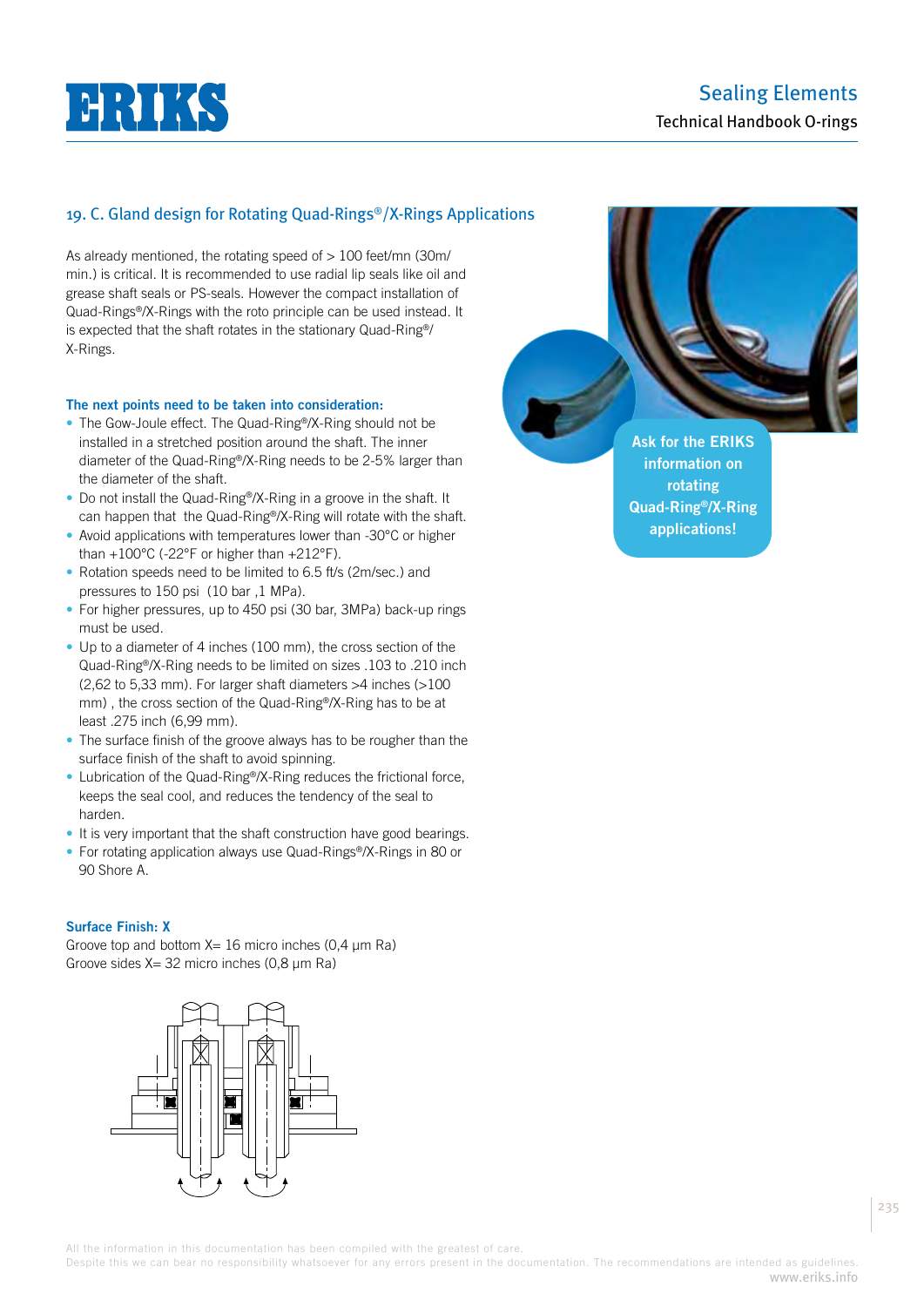## 19. C. Gland design for Rotating Quad-Rings®/X-Rings Applications

As already mentioned, the rotating speed of > 100 feet/mn (30m/min.) is critical. It is recommended to use radial lip seals like oil and grease shaft seals or PS-seals. However the compact installation of Quad-Rings®/X-Rings with the roto principle can be used instead. It is expected that the shaft rotates in the stationary Quad-Ring®/X-Rings.

**The next points need to be taken into consideration:**

- The Gow-Joule effect. The Quad-Ring®/X-Ring should not be installed in a stretched position around the shaft. The inner diameter of the Quad-Ring®/X-Ring needs to be 2-5% larger than the diameter of the shaft.
- Do not install the Quad-Ring®/X-Ring in a groove in the shaft. It can happen that the Quad-Ring®/X-Ring will rotate with the shaft.
- Avoid applications with temperatures lower than -30°C or higher than +100°C (-22°F or higher than +212°F).
- Rotation speeds need to be limited to 6.5 ft/s (2m/sec.) and pressures to 150 psi (10 bar ,1 MPa).
- For higher pressures, up to 450 psi (30 bar, 3MPa) back-up rings must be used.
- Up to a diameter of 4 inches (100 mm), the cross section of the Quad-Ring®/X-Ring needs to be limited on sizes .103 to .210 inch (2,62 to 5,33 mm). For larger shaft diameters >4 inches (>100 mm) , the cross section of the Quad-Ring®/X-Ring has to be at least .275 inch (6,99 mm).
- The surface finish of the groove always has to be rougher than the surface finish of the shaft to avoid spinning.
- Lubrication of the Quad-Ring®/X-Ring reduces the frictional force, keeps the seal cool, and reduces the tendency of the seal to harden.
- It is very important that the shaft construction have good bearings.
- For rotating application always use Quad-Rings®/X-Rings in 80 or 90 Shore A.

**Ask for the ERIKS information on rotating Quad-Ring®/X-Ring applications!**

**Surface Finish: X**

Groove top and bottom X= 16 micro inches (0,4 µm Ra)
Groove sides X= 32 micro inches (0,8 µm Ra)

All the information in this documentation has been compiled with the greatest of care.
Despite this we can bear no responsibility whatsoever for any errors present in the documentation. The recommendations are intended as guidelines.
www.eriks.info